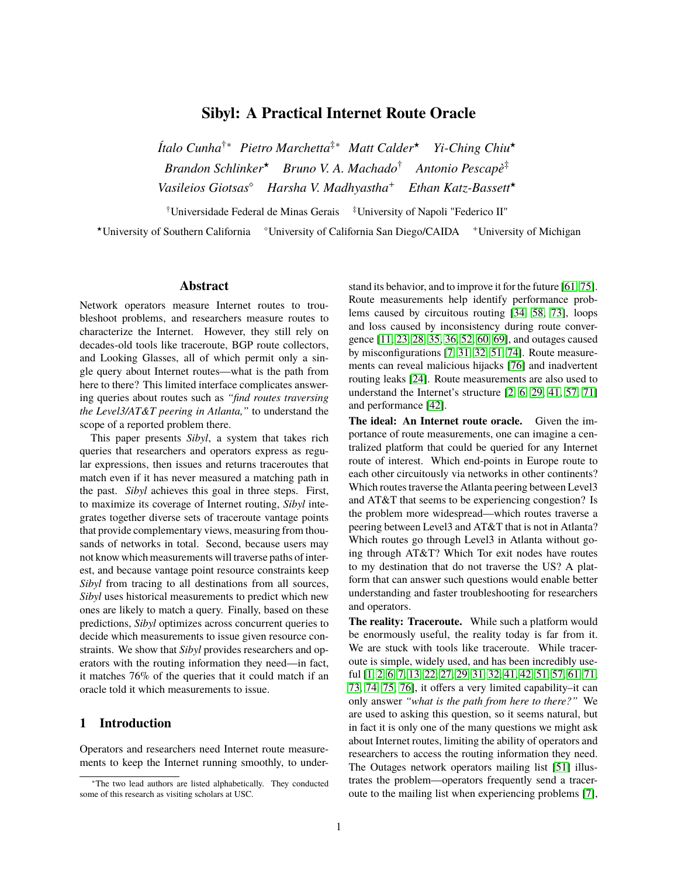# Sibyl: A Practical Internet Route Oracle

*Ítalo Cunha*[†*] *Pietro Marchetta*[‡*] *Matt Calder*[★] *Yi-Ching Chiu*[★]
*Brandon Schlinker*[★] *Bruno V. A. Machado*[†] *Antonio Pescapè*[‡]
*Vasileios Giotsas*[◇] *Harsha V. Madhyastha*[+] *Ethan Katz-Bassett*[★]

[†]Universidade Federal de Minas Gerais [‡]University of Napoli "Federico II"

[★]University of Southern California [◇]University of California San Diego/CAIDA [+]University of Michigan

## Abstract

Network operators measure Internet routes to troubleshoot problems, and researchers measure routes to characterize the Internet. However, they still rely on decades-old tools like traceroute, BGP route collectors, and Looking Glasses, all of which permit only a single query about Internet routes—what is the path from here to there? This limited interface complicates answering queries about routes such as *"find routes traversing the Level3/AT&T peering in Atlanta,"* to understand the scope of a reported problem there.

This paper presents *Sibyl*, a system that takes rich queries that researchers and operators express as regular expressions, then issues and returns traceroutes that match even if it has never measured a matching path in the past. *Sibyl* achieves this goal in three steps. First, to maximize its coverage of Internet routing, *Sibyl* integrates together diverse sets of traceroute vantage points that provide complementary views, measuring from thousands of networks in total. Second, because users may not know which measurements will traverse paths of interest, and because vantage point resource constraints keep *Sibyl* from tracing to all destinations from all sources, *Sibyl* uses historical measurements to predict which new ones are likely to match a query. Finally, based on these predictions, *Sibyl* optimizes across concurrent queries to decide which measurements to issue given resource constraints. We show that *Sibyl* provides researchers and operators with the routing information they need—in fact, it matches 76% of the queries that it could match if an oracle told it which measurements to issue.

## 1 Introduction

Operators and researchers need Internet route measurements to keep the Internet running smoothly, to understand its behavior, and to improve it for the future [61, 75]. Route measurements help identify performance problems caused by circuitous routing [34, 58, 73], loops and loss caused by inconsistency during route convergence [11, 23, 28, 35, 36, 52, 60, 69], and outages caused by misconfigurations [7, 31, 32, 51, 74]. Route measurements can reveal malicious hijacks [76] and inadvertent routing leaks [24]. Route measurements are also used to understand the Internet's structure [2, 6, 29, 41, 57, 71] and performance [42].

**The ideal: An Internet route oracle.** Given the importance of route measurements, one can imagine a centralized platform that could be queried for any Internet route of interest. Which end-points in Europe route to each other circuitously via networks in other continents? Which routes traverse the Atlanta peering between Level3 and AT&T that seems to be experiencing congestion? Is the problem more widespread—which routes traverse a peering between Level3 and AT&T that is not in Atlanta? Which routes go through Level3 in Atlanta without going through AT&T? Which Tor exit nodes have routes to my destination that do not traverse the US? A platform that can answer such questions would enable better understanding and faster troubleshooting for researchers and operators.

**The reality: Traceroute.** While such a platform would be enormously useful, the reality today is far from it. We are stuck with tools like traceroute. While traceroute is simple, widely used, and has been incredibly useful [1, 2, 6, 7, 13, 22, 27, 29, 31, 32, 41, 42, 51, 57, 61, 71, 73, 74, 75, 76], it offers a very limited capability–it can only answer *"what is the path from here to there?"* We are used to asking this question, so it seems natural, but in fact it is only one of the many questions we might ask about Internet routes, limiting the ability of operators and researchers to access the routing information they need. The Outages network operators mailing list [51] illustrates the problem—operators frequently send a traceroute to the mailing list when experiencing problems [7],

[*]The two lead authors are listed alphabetically. They conducted some of this research as visiting scholars at USC.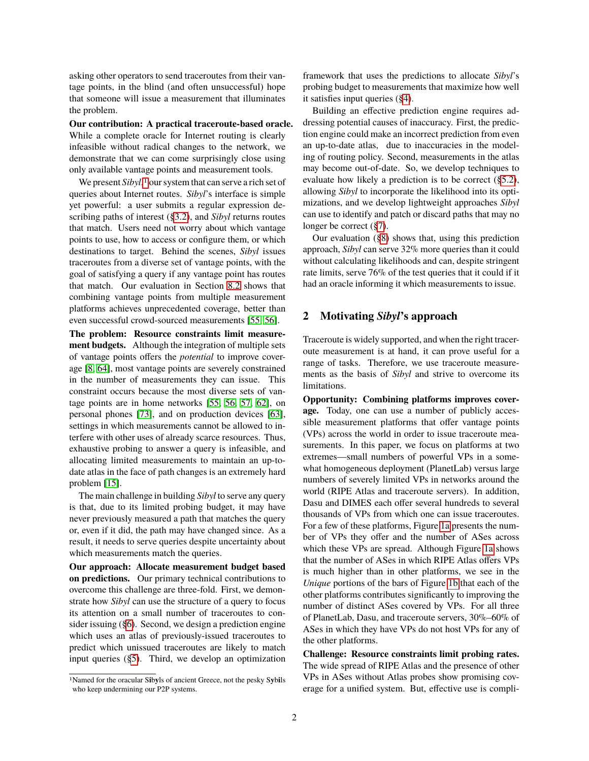asking other operators to send traceroutes from their vantage points, in the blind (and often unsuccessful) hope that someone will issue a measurement that illuminates the problem.

**Our contribution: A practical traceroute-based oracle.** While a complete oracle for Internet routing is clearly infeasible without radical changes to the network, we demonstrate that we can come surprisingly close using only available vantage points and measurement tools.

We present *Sibyl*,[1] our system that can serve a rich set of queries about Internet routes. *Sibyl*'s interface is simple yet powerful: a user submits a regular expression describing paths of interest (§3.2), and *Sibyl* returns routes that match. Users need not worry about which vantage points to use, how to access or configure them, or which destinations to target. Behind the scenes, *Sibyl* issues traceroutes from a diverse set of vantage points, with the goal of satisfying a query if any vantage point has routes that match. Our evaluation in Section 8.2 shows that combining vantage points from multiple measurement platforms achieves unprecedented coverage, better than even successful crowd-sourced measurements [55, 56].

**The problem: Resource constraints limit measurement budgets.** Although the integration of multiple sets of vantage points offers the *potential* to improve coverage [8, 64], most vantage points are severely constrained in the number of measurements they can issue. This constraint occurs because the most diverse sets of vantage points are in home networks [55, 56, 57, 62], on personal phones [73], and on production devices [63], settings in which measurements cannot be allowed to interfere with other uses of already scarce resources. Thus, exhaustive probing to answer a query is infeasible, and allocating limited measurements to maintain an up-to-date atlas in the face of path changes is an extremely hard problem [15].

The main challenge in building *Sibyl* to serve any query is that, due to its limited probing budget, it may have never previously measured a path that matches the query or, even if it did, the path may have changed since. As a result, it needs to serve queries despite uncertainty about which measurements match the queries.

**Our approach: Allocate measurement budget based on predictions.** Our primary technical contributions to overcome this challenge are three-fold. First, we demonstrate how *Sibyl* can use the structure of a query to focus its attention on a small number of traceroutes to consider issuing (§6). Second, we design a prediction engine which uses an atlas of previously-issued traceroutes to predict which unissued traceroutes are likely to match input queries (§5). Third, we develop an optimization framework that uses the predictions to allocate *Sibyl*'s probing budget to measurements that maximize how well it satisfies input queries (§4).

Building an effective prediction engine requires addressing potential causes of inaccuracy. First, the prediction engine could make an incorrect prediction from even an up-to-date atlas, due to inaccuracies in the modeling of routing policy. Second, measurements in the atlas may become out-of-date. So, we develop techniques to evaluate how likely a prediction is to be correct (§5.2), allowing *Sibyl* to incorporate the likelihood into its optimizations, and we develop lightweight approaches *Sibyl* can use to identify and patch or discard paths that may no longer be correct (§7).

Our evaluation (§8) shows that, using this prediction approach, *Sibyl* can serve 32% more queries than it could without calculating likelihoods and can, despite stringent rate limits, serve 76% of the test queries that it could if it had an oracle informing it which measurements to issue.

## 2 Motivating *Sibyl*'s approach

Traceroute is widely supported, and when the right traceroute measurement is at hand, it can prove useful for a range of tasks. Therefore, we use traceroute measurements as the basis of *Sibyl* and strive to overcome its limitations.

**Opportunity: Combining platforms improves coverage.** Today, one can use a number of publicly accessible measurement platforms that offer vantage points (VPs) across the world in order to issue traceroute measurements. In this paper, we focus on platforms at two extremes—small numbers of powerful VPs in a somewhat homogeneous deployment (PlanetLab) versus large numbers of severely limited VPs in networks around the world (RIPE Atlas and traceroute servers). In addition, Dasu and DIMES each offer several hundreds to several thousands of VPs from which one can issue traceroutes. For a few of these platforms, Figure 1a presents the number of VPs they offer and the number of ASes across which these VPs are spread. Although Figure 1a shows that the number of ASes in which RIPE Atlas offers VPs is much higher than in other platforms, we see in the *Unique* portions of the bars of Figure 1b that each of the other platforms contributes significantly to improving the number of distinct ASes covered by VPs. For all three of PlanetLab, Dasu, and traceroute servers, 30%–60% of ASes in which they have VPs do not host VPs for any of the other platforms.

**Challenge: Resource constraints limit probing rates.** The wide spread of RIPE Atlas and the presence of other VPs in ASes without Atlas probes show promising coverage for a unified system. But, effective use is compli-

[1] Named for the oracular **Siby**ls of ancient Greece, not the pesky **Sybi**ls who keep undermining our P2P systems.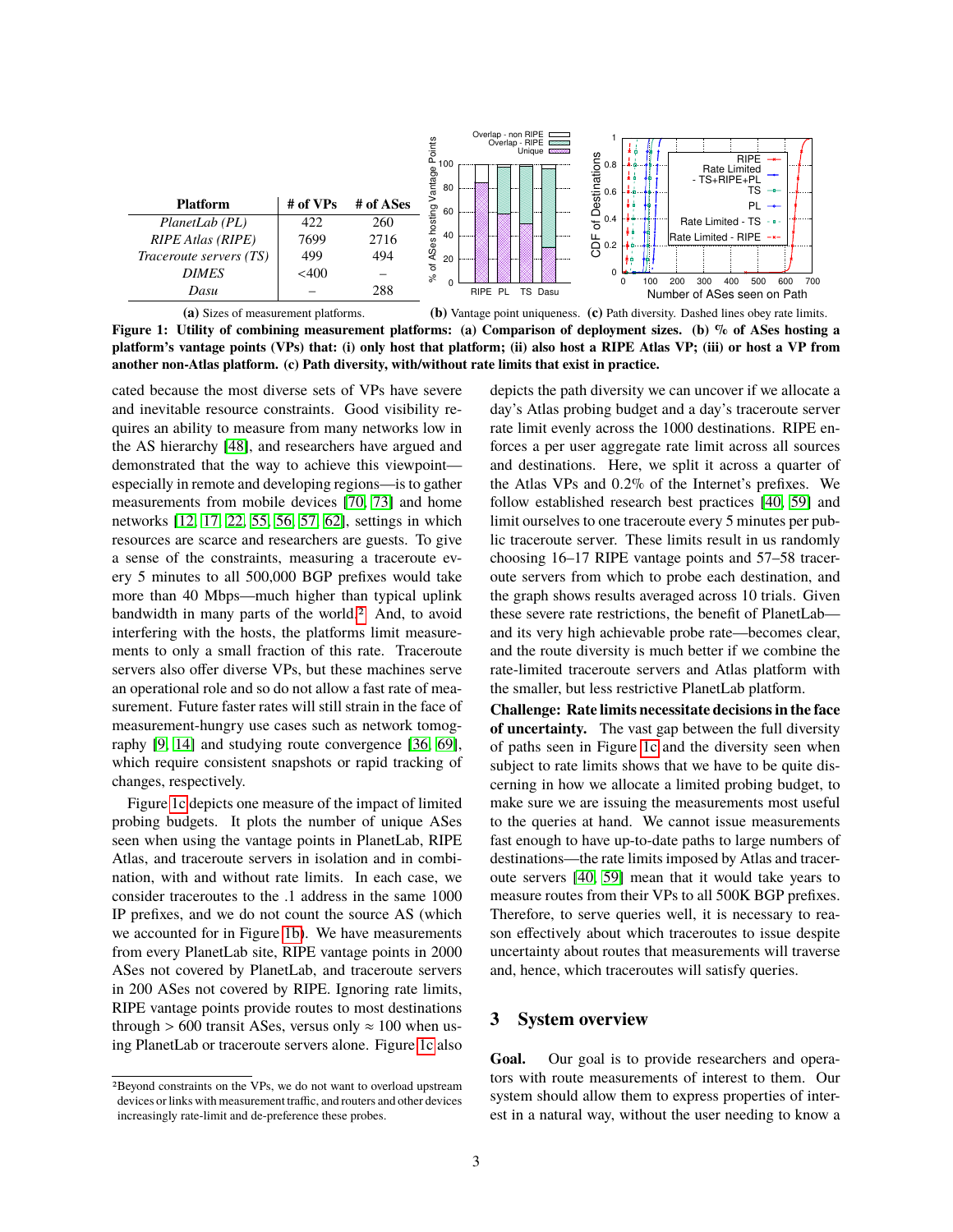| Platform | # of VPs | # of ASes |
|---|---|---|
| *PlanetLab (PL)* | 422 | 260 |
| *RIPE Atlas (RIPE)* | 7699 | 2716 |
| *Traceroute servers (TS)* | 499 | 494 |
| *DIMES* | <400 | – |
| *Dasu* | – | 288 |

**(a)** Sizes of measurement platforms. **(b)** Vantage point uniqueness. **(c)** Path diversity. Dashed lines obey rate limits.

**Figure 1: Utility of combining measurement platforms: (a) Comparison of deployment sizes. (b) % of ASes hosting a platform's vantage points (VPs) that: (i) only host that platform; (ii) also host a RIPE Atlas VP; (iii) or host a VP from another non-Atlas platform. (c) Path diversity, with/without rate limits that exist in practice.**

cated because the most diverse sets of VPs have severe and inevitable resource constraints. Good visibility requires an ability to measure from many networks low in the AS hierarchy [48], and researchers have argued and demonstrated that the way to achieve this viewpoint—especially in remote and developing regions—is to gather measurements from mobile devices [70, 73] and home networks [12, 17, 22, 55, 56, 57, 62], settings in which resources are scarce and researchers are guests. To give a sense of the constraints, measuring a traceroute every 5 minutes to all 500,000 BGP prefixes would take more than 40 Mbps—much higher than typical uplink bandwidth in many parts of the world.[2] And, to avoid interfering with the hosts, the platforms limit measurements to only a small fraction of this rate. Traceroute servers also offer diverse VPs, but these machines serve an operational role and so do not allow a fast rate of measurement. Future faster rates will still strain in the face of measurement-hungry use cases such as network tomography [9, 14] and studying route convergence [36, 69], which require consistent snapshots or rapid tracking of changes, respectively.

Figure 1c depicts one measure of the impact of limited probing budgets. It plots the number of unique ASes seen when using the vantage points in PlanetLab, RIPE Atlas, and traceroute servers in isolation and in combination, with and without rate limits. In each case, we consider traceroutes to the .1 address in the same 1000 IP prefixes, and we do not count the source AS (which we accounted for in Figure 1b). We have measurements from every PlanetLab site, RIPE vantage points in 2000 ASes not covered by PlanetLab, and traceroute servers in 200 ASes not covered by RIPE. Ignoring rate limits, RIPE vantage points provide routes to most destinations through > 600 transit ASes, versus only ≈ 100 when using PlanetLab or traceroute servers alone. Figure 1c also depicts the path diversity we can uncover if we allocate a day's Atlas probing budget and a day's traceroute server rate limit evenly across the 1000 destinations. RIPE enforces a per user aggregate rate limit across all sources and destinations. Here, we split it across a quarter of the Atlas VPs and 0.2% of the Internet's prefixes. We follow established research best practices [40, 59] and limit ourselves to one traceroute every 5 minutes per public traceroute server. These limits result in us randomly choosing 16–17 RIPE vantage points and 57–58 traceroute servers from which to probe each destination, and the graph shows results averaged across 10 trials. Given these severe rate restrictions, the benefit of PlanetLab—and its very high achievable probe rate—becomes clear, and the route diversity is much better if we combine the rate-limited traceroute servers and Atlas platform with the smaller, but less restrictive PlanetLab platform.

**Challenge: Rate limits necessitate decisions in the face of uncertainty.** The vast gap between the full diversity of paths seen in Figure 1c and the diversity seen when subject to rate limits shows that we have to be quite discerning in how we allocate a limited probing budget, to make sure we are issuing the measurements most useful to the queries at hand. We cannot issue measurements fast enough to have up-to-date paths to large numbers of destinations—the rate limits imposed by Atlas and traceroute servers [40, 59] mean that it would take years to measure routes from their VPs to all 500K BGP prefixes. Therefore, to serve queries well, it is necessary to reason effectively about which traceroutes to issue despite uncertainty about routes that measurements will traverse and, hence, which traceroutes will satisfy queries.

## 3 System overview

**Goal.** Our goal is to provide researchers and operators with route measurements of interest to them. Our system should allow them to express properties of interest in a natural way, without the user needing to know a

[2] Beyond constraints on the VPs, we do not want to overload upstream devices or links with measurement traffic, and routers and other devices increasingly rate-limit and de-preference these probes.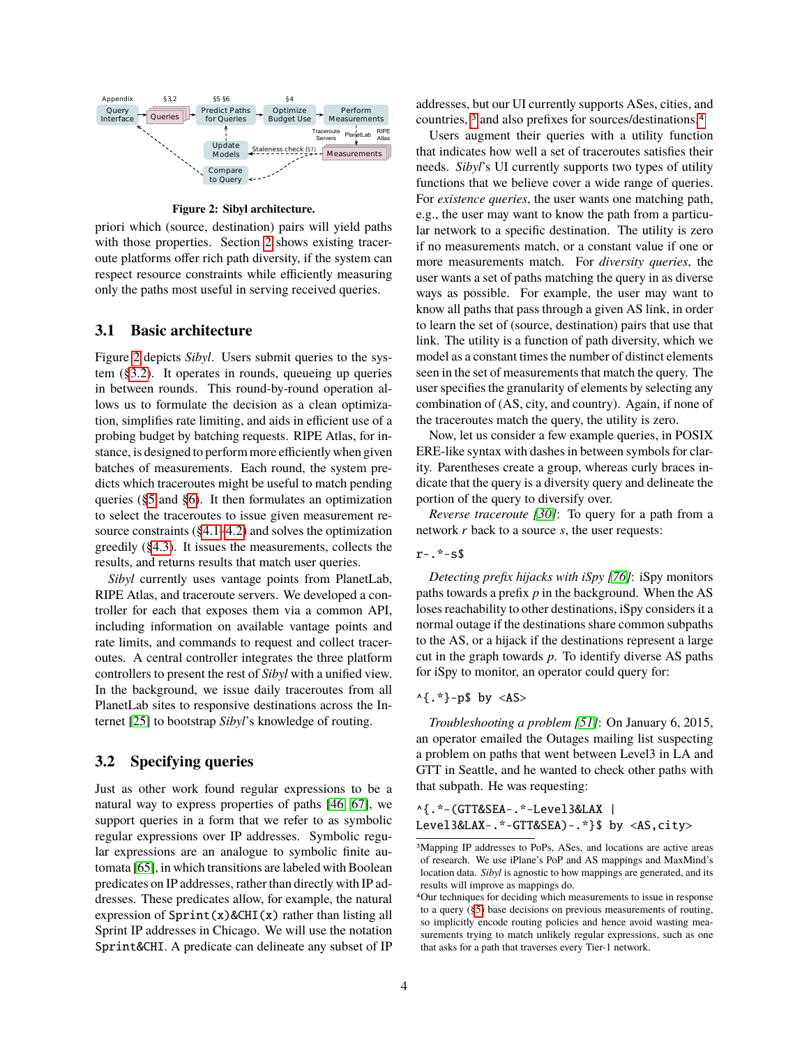Figure 2: Sibyl architecture.

priori which (source, destination) pairs will yield paths with those properties. Section 2 shows existing traceroute platforms offer rich path diversity, if the system can respect resource constraints while efficiently measuring only the paths most useful in serving received queries.

## 3.1 Basic architecture

Figure 2 depicts *Sibyl*. Users submit queries to the system (§3.2). It operates in rounds, queueing up queries in between rounds. This round-by-round operation allows us to formulate the decision as a clean optimization, simplifies rate limiting, and aids in efficient use of a probing budget by batching requests. RIPE Atlas, for instance, is designed to perform more efficiently when given batches of measurements. Each round, the system predicts which traceroutes might be useful to match pending queries (§5 and §6). It then formulates an optimization to select the traceroutes to issue given measurement resource constraints (§4.1–4.2) and solves the optimization greedily (§4.3). It issues the measurements, collects the results, and returns results that match user queries.

*Sibyl* currently uses vantage points from PlanetLab, RIPE Atlas, and traceroute servers. We developed a controller for each that exposes them via a common API, including information on available vantage points and rate limits, and commands to request and collect traceroutes. A central controller integrates the three platform controllers to present the rest of *Sibyl* with a unified view. In the background, we issue daily traceroutes from all PlanetLab sites to responsive destinations across the Internet [25] to bootstrap *Sibyl*'s knowledge of routing.

## 3.2 Specifying queries

Just as other work found regular expressions to be a natural way to express properties of paths [46, 67], we support queries in a form that we refer to as symbolic regular expressions over IP addresses. Symbolic regular expressions are an analogue to symbolic finite automata [65], in which transitions are labeled with Boolean predicates on IP addresses, rather than directly with IP addresses. These predicates allow, for example, the natural expression of `Sprint(x)&CHI(x)` rather than listing all Sprint IP addresses in Chicago. We will use the notation `Sprint&CHI`. A predicate can delineate any subset of IP addresses, but our UI currently supports ASes, cities, and countries, [3] and also prefixes for sources/destinations.[4]

Users augment their queries with a utility function that indicates how well a set of traceroutes satisfies their needs. *Sibyl*'s UI currently supports two types of utility functions that we believe cover a wide range of queries. For *existence queries*, the user wants one matching path, e.g., the user may want to know the path from a particular network to a specific destination. The utility is zero if no measurements match, or a constant value if one or more measurements match. For *diversity queries*, the user wants a set of paths matching the query in as diverse ways as possible. For example, the user may want to know all paths that pass through a given AS link, in order to learn the set of (source, destination) pairs that use that link. The utility is a function of path diversity, which we model as a constant times the number of distinct elements seen in the set of measurements that match the query. The user specifies the granularity of elements by selecting any combination of (AS, city, and country). Again, if none of the traceroutes match the query, the utility is zero.

Now, let us consider a few example queries, in POSIX ERE-like syntax with dashes in between symbols for clarity. Parentheses create a group, whereas curly braces indicate that the query is a diversity query and delineate the portion of the query to diversify over.

*Reverse traceroute [30]*: To query for a path from a network $r$ back to a source $s$, the user requests:

```
r-.*-s$
```

*Detecting prefix hijacks with iSpy [76]*: iSpy monitors paths towards a prefix $p$ in the background. When the AS loses reachability to other destinations, iSpy considers it a normal outage if the destinations share common subpaths to the AS, or a hijack if the destinations represent a large cut in the graph towards $p$. To identify diverse AS paths for iSpy to monitor, an operator could query for:

```
^{.*}-p$ by <AS>
```

*Troubleshooting a problem [51]*: On January 6, 2015, an operator emailed the Outages mailing list suspecting a problem on paths that went between Level3 in LA and GTT in Seattle, and he wanted to check other paths with that subpath. He was requesting:

```
^{.*-(GTT&SEA-.*-Level3&LAX |
Level3&LAX-.*-GTT&SEA)-.*}$ by <AS,city>
```

[3] Mapping IP addresses to PoPs, ASes, and locations are active areas of research. We use iPlane's PoP and AS mappings and MaxMind's location data. *Sibyl* is agnostic to how mappings are generated, and its results will improve as mappings do.

[4] Our techniques for deciding which measurements to issue in response to a query (§5) base decisions on previous measurements of routing, so implicitly encode routing policies and hence avoid wasting measurements trying to match unlikely regular expressions, such as one that asks for a path that traverses every Tier-1 network.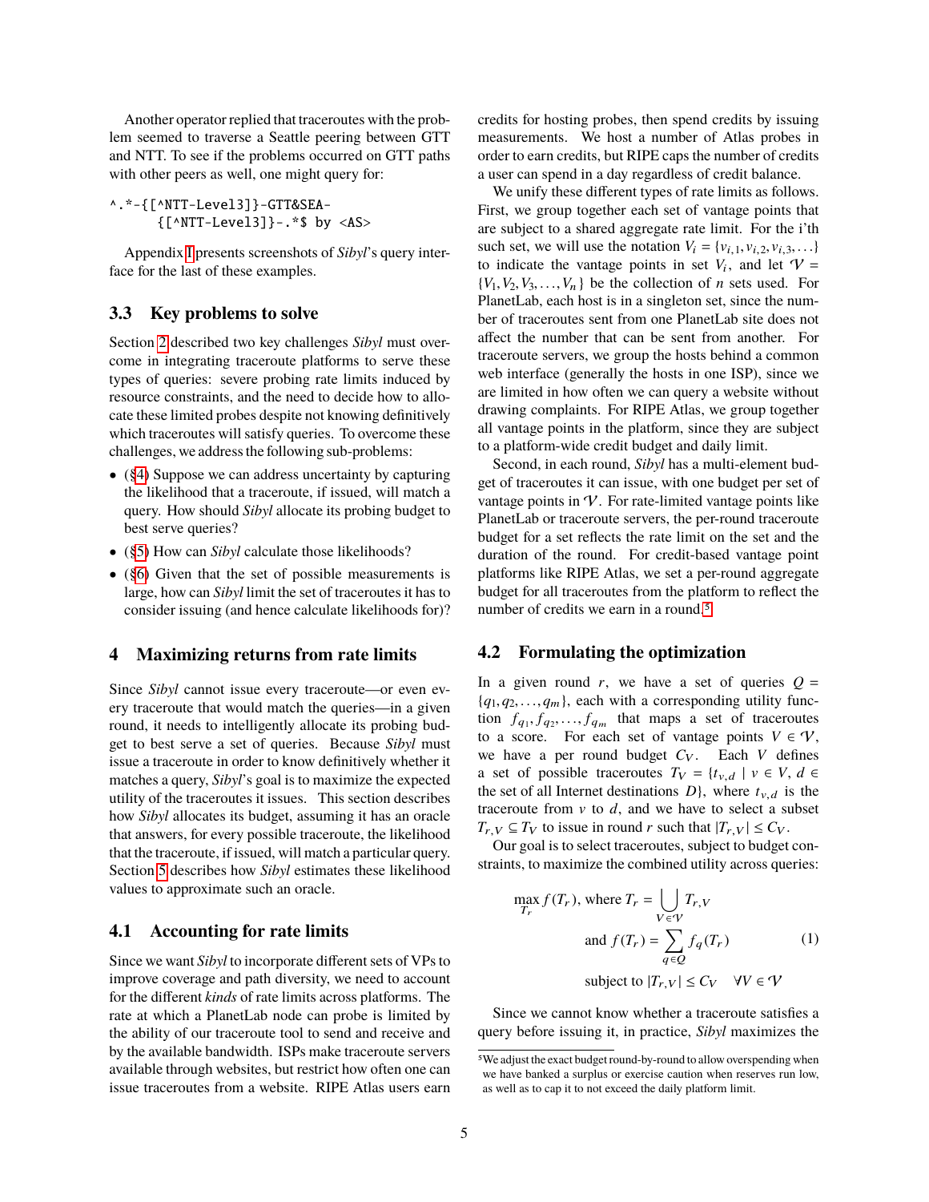Another operator replied that traceroutes with the problem seemed to traverse a Seattle peering between GTT and NTT. To see if the problems occurred on GTT paths with other peers as well, one might query for:

```
^.*-{[^NTT-Level3]}-GTT&SEA-
      {[^NTT-Level3]}-.*$ by <AS>
```

Appendix I presents screenshots of *Sibyl*'s query interface for the last of these examples.

### 3.3 Key problems to solve

Section 2 described two key challenges *Sibyl* must overcome in integrating traceroute platforms to serve these types of queries: severe probing rate limits induced by resource constraints, and the need to decide how to allocate these limited probes despite not knowing definitively which traceroutes will satisfy queries. To overcome these challenges, we address the following sub-problems:

- (§4) Suppose we can address uncertainty by capturing the likelihood that a traceroute, if issued, will match a query. How should *Sibyl* allocate its probing budget to best serve queries?
- (§5) How can *Sibyl* calculate those likelihoods?
- (§6) Given that the set of possible measurements is large, how can *Sibyl* limit the set of traceroutes it has to consider issuing (and hence calculate likelihoods for)?

## 4 Maximizing returns from rate limits

Since *Sibyl* cannot issue every traceroute—or even every traceroute that would match the queries—in a given round, it needs to intelligently allocate its probing budget to best serve a set of queries. Because *Sibyl* must issue a traceroute in order to know definitively whether it matches a query, *Sibyl*'s goal is to maximize the expected utility of the traceroutes it issues. This section describes how *Sibyl* allocates its budget, assuming it has an oracle that answers, for every possible traceroute, the likelihood that the traceroute, if issued, will match a particular query. Section 5 describes how *Sibyl* estimates these likelihood values to approximate such an oracle.

### 4.1 Accounting for rate limits

Since we want *Sibyl* to incorporate different sets of VPs to improve coverage and path diversity, we need to account for the different *kinds* of rate limits across platforms. The rate at which a PlanetLab node can probe is limited by the ability of our traceroute tool to send and receive and by the available bandwidth. ISPs make traceroute servers available through websites, but restrict how often one can issue traceroutes from a website. RIPE Atlas users earn credits for hosting probes, then spend credits by issuing measurements. We host a number of Atlas probes in order to earn credits, but RIPE caps the number of credits a user can spend in a day regardless of credit balance.

We unify these different types of rate limits as follows. First, we group together each set of vantage points that are subject to a shared aggregate rate limit. For the i'th such set, we will use the notation $V_i = \{v_{i,1}, v_{i,2}, v_{i,3}, \ldots\}$ to indicate the vantage points in set $V_i$, and let $\mathcal{V} = \{V_1, V_2, V_3, \ldots, V_n\}$ be the collection of $n$ sets used. For PlanetLab, each host is in a singleton set, since the number of traceroutes sent from one PlanetLab site does not affect the number that can be sent from another. For traceroute servers, we group the hosts behind a common web interface (generally the hosts in one ISP), since we are limited in how often we can query a website without drawing complaints. For RIPE Atlas, we group together all vantage points in the platform, since they are subject to a platform-wide credit budget and daily limit.

Second, in each round, *Sibyl* has a multi-element budget of traceroutes it can issue, with one budget per set of vantage points in $\mathcal{V}$. For rate-limited vantage points like PlanetLab or traceroute servers, the per-round traceroute budget for a set reflects the rate limit on the set and the duration of the round. For credit-based vantage point platforms like RIPE Atlas, we set a per-round aggregate budget for all traceroutes from the platform to reflect the number of credits we earn in a round.[5]

### 4.2 Formulating the optimization

In a given round $r$, we have a set of queries $Q = \{q_1, q_2, \ldots, q_m\}$, each with a corresponding utility function $f_{q_1}, f_{q_2}, \ldots, f_{q_m}$ that maps a set of traceroutes to a score. For each set of vantage points $V \in \mathcal{V}$, we have a per round budget $C_V$. Each $V$ defines a set of possible traceroutes $T_V = \{t_{v,d} \mid v \in V, d \in$ the set of all Internet destinations $D\}$, where $t_{v,d}$ is the traceroute from $v$ to $d$, and we have to select a subset $T_{r,V} \subseteq T_V$ to issue in round $r$ such that $|T_{r,V}| \leq C_V$.

Our goal is to select traceroutes, subject to budget constraints, to maximize the combined utility across queries:

$$
\begin{aligned}
&\max_{T_r} f(T_r), \text{ where } T_r = \bigcup_{V \in \mathcal{V}} T_{r,V} \\
&\text{and } f(T_r) = \sum_{q \in Q} f_q(T_r) \qquad (1)\\
&\text{subject to } |T_{r,V}| \leq C_V \quad \forall V \in \mathcal{V}
\end{aligned}
$$

Since we cannot know whether a traceroute satisfies a query before issuing it, in practice, *Sibyl* maximizes the

[5] We adjust the exact budget round-by-round to allow overspending when we have banked a surplus or exercise caution when reserves run low, as well as to cap it to not exceed the daily platform limit.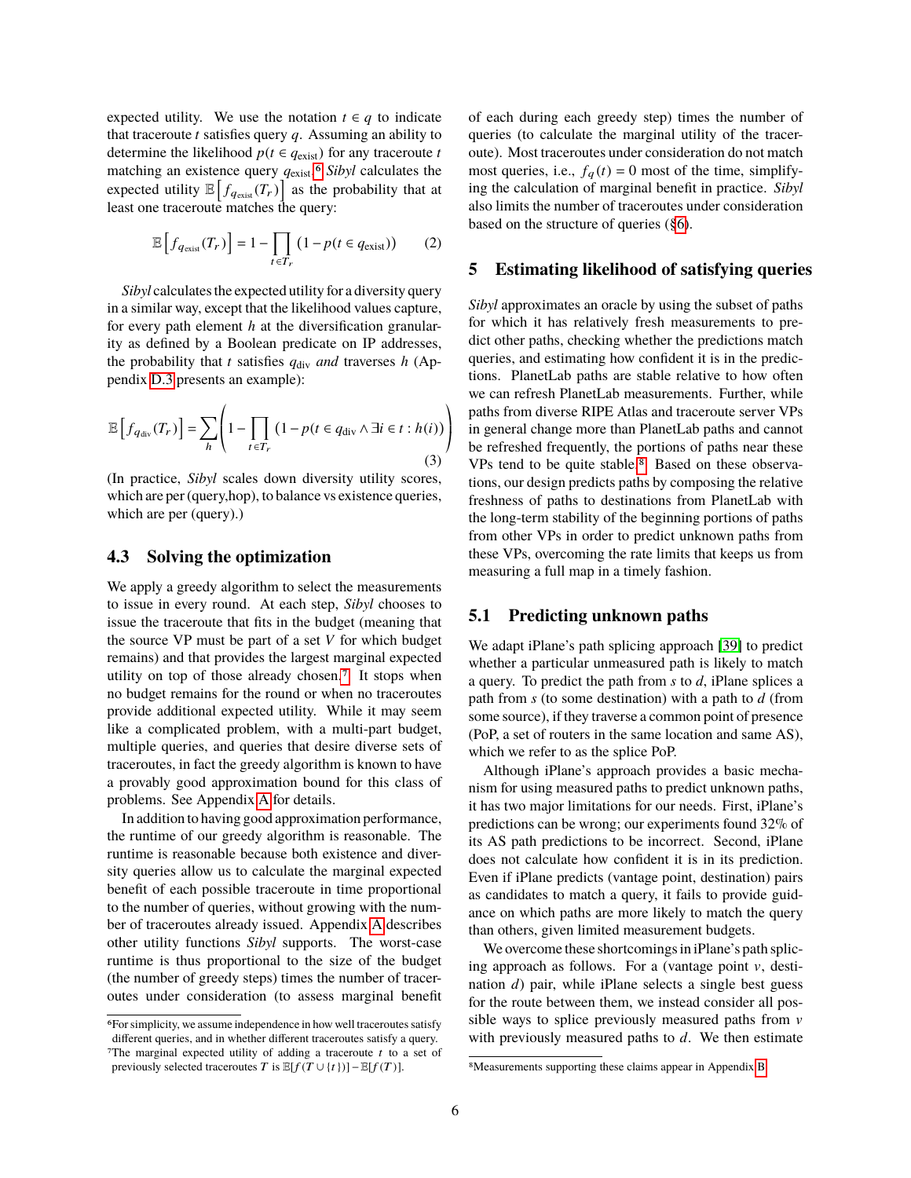expected utility. We use the notation $t \in q$ to indicate that traceroute $t$ satisfies query $q$. Assuming an ability to determine the likelihood $p(t \in q_{\text{exist}})$ for any traceroute $t$ matching an existence query $q_{\text{exist}}$,[6] *Sibyl* calculates the expected utility $\mathbb{E}\left[f_{q_{\text{exist}}}(T_r)\right]$ as the probability that at least one traceroute matches the query:

$$\mathbb{E}\left[f_{q_{\text{exist}}}(T_r)\right] = 1 - \prod_{t \in T_r} (1 - p(t \in q_{\text{exist}})) \tag{2}$$

*Sibyl* calculates the expected utility for a diversity query in a similar way, except that the likelihood values capture, for every path element $h$ at the diversification granularity as defined by a Boolean predicate on IP addresses, the probability that $t$ satisfies $q_{\text{div}}$ *and* traverses $h$ (Appendix D.3 presents an example):

$$\mathbb{E}\left[f_{q_{\text{div}}}(T_r)\right] = \sum_h \left(1 - \prod_{t \in T_r} (1 - p(t \in q_{\text{div}} \wedge \exists i \in t : h(i))\right) \tag{3}$$

(In practice, *Sibyl* scales down diversity utility scores, which are per (query,hop), to balance vs existence queries, which are per (query).)

### 4.3 Solving the optimization

We apply a greedy algorithm to select the measurements to issue in every round. At each step, *Sibyl* chooses to issue the traceroute that fits in the budget (meaning that the source VP must be part of a set $V$ for which budget remains) and that provides the largest marginal expected utility on top of those already chosen.[7] It stops when no budget remains for the round or when no traceroutes provide additional expected utility. While it may seem like a complicated problem, with a multi-part budget, multiple queries, and queries that desire diverse sets of traceroutes, in fact the greedy algorithm is known to have a provably good approximation bound for this class of problems. See Appendix A for details.

In addition to having good approximation performance, the runtime of our greedy algorithm is reasonable. The runtime is reasonable because both existence and diversity queries allow us to calculate the marginal expected benefit of each possible traceroute in time proportional to the number of queries, without growing with the number of traceroutes already issued. Appendix A describes other utility functions *Sibyl* supports. The worst-case runtime is thus proportional to the size of the budget (the number of greedy steps) times the number of traceroutes under consideration (to assess marginal benefit of each during each greedy step) times the number of queries (to calculate the marginal utility of the traceroute). Most traceroutes under consideration do not match most queries, i.e., $f_q(t) = 0$ most of the time, simplifying the calculation of marginal benefit in practice. *Sibyl* also limits the number of traceroutes under consideration based on the structure of queries (§6).

[6] For simplicity, we assume independence in how well traceroutes satisfy different queries, and in whether different traceroutes satisfy a query.

[7] The marginal expected utility of adding a traceroute $t$ to a set of previously selected traceroutes $T$ is $\mathbb{E}[f(T \cup \{t\})] - \mathbb{E}[f(T)]$.

## 5 Estimating likelihood of satisfying queries

*Sibyl* approximates an oracle by using the subset of paths for which it has relatively fresh measurements to predict other paths, checking whether the predictions match queries, and estimating how confident it is in the predictions. PlanetLab paths are stable relative to how often we can refresh PlanetLab measurements. Further, while paths from diverse RIPE Atlas and traceroute server VPs in general change more than PlanetLab paths and cannot be refreshed frequently, the portions of paths near these VPs tend to be quite stable.[8] Based on these observations, our design predicts paths by composing the relative freshness of paths to destinations from PlanetLab with the long-term stability of the beginning portions of paths from other VPs in order to predict unknown paths from these VPs, overcoming the rate limits that keeps us from measuring a full map in a timely fashion.

### 5.1 Predicting unknown paths

We adapt iPlane's path splicing approach [39] to predict whether a particular unmeasured path is likely to match a query. To predict the path from $s$ to $d$, iPlane splices a path from $s$ (to some destination) with a path to $d$ (from some source), if they traverse a common point of presence (PoP, a set of routers in the same location and same AS), which we refer to as the splice PoP.

Although iPlane's approach provides a basic mechanism for using measured paths to predict unknown paths, it has two major limitations for our needs. First, iPlane's predictions can be wrong; our experiments found 32% of its AS path predictions to be incorrect. Second, iPlane does not calculate how confident it is in its prediction. Even if iPlane predicts (vantage point, destination) pairs as candidates to match a query, it fails to provide guidance on which paths are more likely to match the query than others, given limited measurement budgets.

We overcome these shortcomings in iPlane's path splicing approach as follows. For a (vantage point $v$, destination $d$) pair, while iPlane selects a single best guess for the route between them, we instead consider all possible ways to splice previously measured paths from $v$ with previously measured paths to $d$. We then estimate

[8] Measurements supporting these claims appear in Appendix B.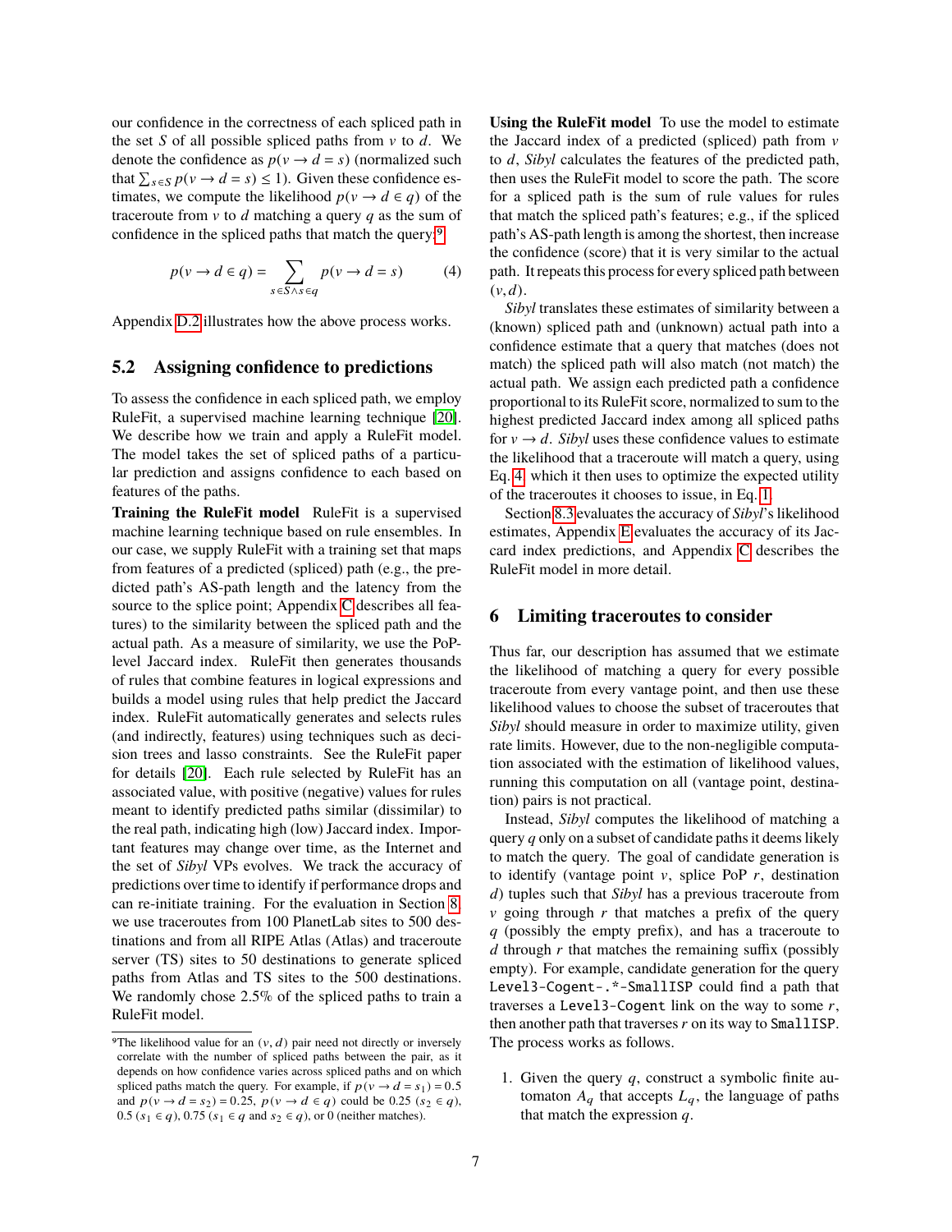our confidence in the correctness of each spliced path in the set $S$ of all possible spliced paths from $v$ to $d$. We denote the confidence as $p(v \rightarrow d = s)$ (normalized such that $\sum_{s \in S} p(v \rightarrow d = s) \leq 1$). Given these confidence estimates, we compute the likelihood $p(v \rightarrow d \in q)$ of the traceroute from $v$ to $d$ matching a query $q$ as the sum of confidence in the spliced paths that match the query:[9]

$$p(v \rightarrow d \in q) = \sum_{s \in S \wedge s \in q} p(v \rightarrow d = s) \tag{4}$$

Appendix D.2 illustrates how the above process works.

## 5.2 Assigning confidence to predictions

To assess the confidence in each spliced path, we employ RuleFit, a supervised machine learning technique [20]. We describe how we train and apply a RuleFit model. The model takes the set of spliced paths of a particular prediction and assigns confidence to each based on features of the paths.

**Training the RuleFit model** RuleFit is a supervised machine learning technique based on rule ensembles. In our case, we supply RuleFit with a training set that maps from features of a predicted (spliced) path (e.g., the predicted path's AS-path length and the latency from the source to the splice point; Appendix C describes all features) to the similarity between the spliced path and the actual path. As a measure of similarity, we use the PoP-level Jaccard index. RuleFit then generates thousands of rules that combine features in logical expressions and builds a model using rules that help predict the Jaccard index. RuleFit automatically generates and selects rules (and indirectly, features) using techniques such as decision trees and lasso constraints. See the RuleFit paper for details [20]. Each rule selected by RuleFit has an associated value, with positive (negative) values for rules meant to identify predicted paths similar (dissimilar) to the real path, indicating high (low) Jaccard index. Important features may change over time, as the Internet and the set of *Sibyl* VPs evolves. We track the accuracy of predictions over time to identify if performance drops and can re-initiate training. For the evaluation in Section 8, we use traceroutes from 100 PlanetLab sites to 500 destinations and from all RIPE Atlas (Atlas) and traceroute server (TS) sites to 50 destinations to generate spliced paths from Atlas and TS sites to the 500 destinations. We randomly chose 2.5% of the spliced paths to train a RuleFit model.

**Using the RuleFit model** To use the model to estimate the Jaccard index of a predicted (spliced) path from $v$ to $d$, *Sibyl* calculates the features of the predicted path, then uses the RuleFit model to score the path. The score for a spliced path is the sum of rule values for rules that match the spliced path's features; e.g., if the spliced path's AS-path length is among the shortest, then increase the confidence (score) that it is very similar to the actual path. It repeats this process for every spliced path between $(v, d)$.

*Sibyl* translates these estimates of similarity between a (known) spliced path and (unknown) actual path into a confidence estimate that a query that matches (does not match) the spliced path will also match (not match) the actual path. We assign each predicted path a confidence proportional to its RuleFit score, normalized to sum to the highest predicted Jaccard index among all spliced paths for $v \rightarrow d$. *Sibyl* uses these confidence values to estimate the likelihood that a traceroute will match a query, using Eq. 4, which it then uses to optimize the expected utility of the traceroutes it chooses to issue, in Eq. 1.

Section 8.3 evaluates the accuracy of *Sibyl*'s likelihood estimates, Appendix E evaluates the accuracy of its Jaccard index predictions, and Appendix C describes the RuleFit model in more detail.

# 6 Limiting traceroutes to consider

Thus far, our description has assumed that we estimate the likelihood of matching a query for every possible traceroute from every vantage point, and then use these likelihood values to choose the subset of traceroutes that *Sibyl* should measure in order to maximize utility, given rate limits. However, due to the non-negligible computation associated with the estimation of likelihood values, running this computation on all (vantage point, destination) pairs is not practical.

Instead, *Sibyl* computes the likelihood of matching a query $q$ only on a subset of candidate paths it deems likely to match the query. The goal of candidate generation is to identify (vantage point $v$, splice PoP $r$, destination $d$) tuples such that *Sibyl* has a previous traceroute from $v$ going through $r$ that matches a prefix of the query $q$ (possibly the empty prefix), and has a traceroute to $d$ through $r$ that matches the remaining suffix (possibly empty). For example, candidate generation for the query `Level3-Cogent-.*-SmallISP` could find a path that traverses a `Level3-Cogent` link on the way to some $r$, then another path that traverses $r$ on its way to `SmallISP`. The process works as follows.

1. Given the query $q$, construct a symbolic finite automaton $A_q$ that accepts $L_q$, the language of paths that match the expression $q$.

[9] The likelihood value for an $(v, d)$ pair need not directly or inversely correlate with the number of spliced paths between the pair, as it depends on how confidence varies across spliced paths and on which spliced paths match the query. For example, if $p(v \rightarrow d = s_1) = 0.5$ and $p(v \rightarrow d = s_2) = 0.25$, $p(v \rightarrow d \in q)$ could be 0.25 ($s_2 \in q$), 0.5 ($s_1 \in q$), 0.75 ($s_1 \in q$ and $s_2 \in q$), or 0 (neither matches).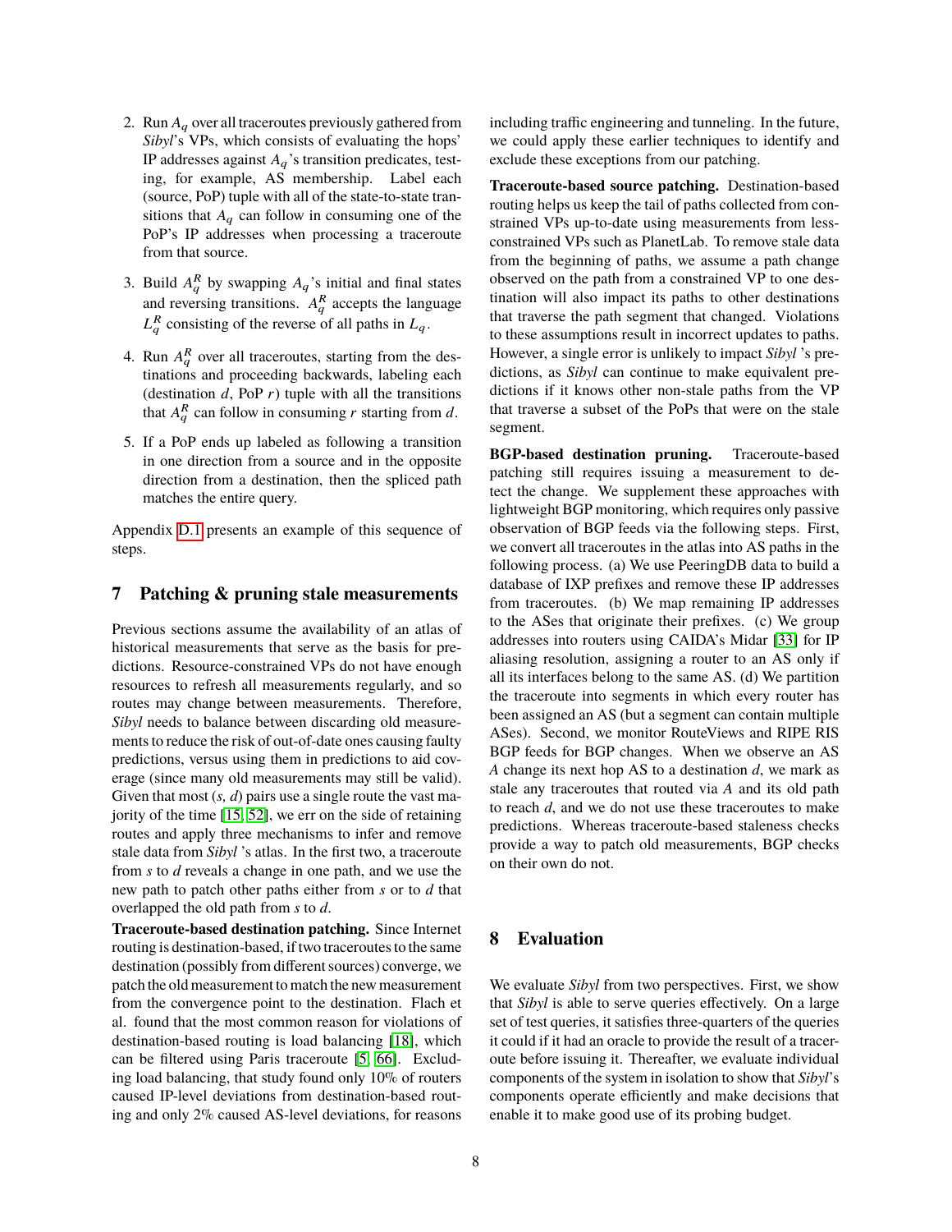2. Run $A_q$ over all traceroutes previously gathered from *Sibyl*'s VPs, which consists of evaluating the hops' IP addresses against $A_q$'s transition predicates, testing, for example, AS membership. Label each (source, PoP) tuple with all of the state-to-state transitions that $A_q$ can follow in consuming one of the PoP's IP addresses when processing a traceroute from that source.

3. Build $A_q^R$ by swapping $A_q$'s initial and final states and reversing transitions. $A_q^R$ accepts the language $L_q^R$ consisting of the reverse of all paths in $L_q$.

4. Run $A_q^R$ over all traceroutes, starting from the destinations and proceeding backwards, labeling each (destination $d$, PoP $r$) tuple with all the transitions that $A_q^R$ can follow in consuming $r$ starting from $d$.

5. If a PoP ends up labeled as following a transition in one direction from a source and in the opposite direction from a destination, then the spliced path matches the entire query.

Appendix D.1 presents an example of this sequence of steps.

## 7 Patching & pruning stale measurements

Previous sections assume the availability of an atlas of historical measurements that serve as the basis for predictions. Resource-constrained VPs do not have enough resources to refresh all measurements regularly, and so routes may change between measurements. Therefore, *Sibyl* needs to balance between discarding old measurements to reduce the risk of out-of-date ones causing faulty predictions, versus using them in predictions to aid coverage (since many old measurements may still be valid). Given that most (*s, d*) pairs use a single route the vast majority of the time [15, 52], we err on the side of retaining routes and apply three mechanisms to infer and remove stale data from *Sibyl* 's atlas. In the first two, a traceroute from *s* to *d* reveals a change in one path, and we use the new path to patch other paths either from *s* or to *d* that overlapped the old path from *s* to *d*.

**Traceroute-based destination patching.** Since Internet routing is destination-based, if two traceroutes to the same destination (possibly from different sources) converge, we patch the old measurement to match the new measurement from the convergence point to the destination. Flach et al. found that the most common reason for violations of destination-based routing is load balancing [18], which can be filtered using Paris traceroute [5, 66]. Excluding load balancing, that study found only 10% of routers caused IP-level deviations from destination-based routing and only 2% caused AS-level deviations, for reasons including traffic engineering and tunneling. In the future, we could apply these earlier techniques to identify and exclude these exceptions from our patching.

**Traceroute-based source patching.** Destination-based routing helps us keep the tail of paths collected from constrained VPs up-to-date using measurements from less-constrained VPs such as PlanetLab. To remove stale data from the beginning of paths, we assume a path change observed on the path from a constrained VP to one destination will also impact its paths to other destinations that traverse the path segment that changed. Violations to these assumptions result in incorrect updates to paths. However, a single error is unlikely to impact *Sibyl* 's predictions, as *Sibyl* can continue to make equivalent predictions if it knows other non-stale paths from the VP that traverse a subset of the PoPs that were on the stale segment.

**BGP-based destination pruning.** Traceroute-based patching still requires issuing a measurement to detect the change. We supplement these approaches with lightweight BGP monitoring, which requires only passive observation of BGP feeds via the following steps. First, we convert all traceroutes in the atlas into AS paths in the following process. (a) We use PeeringDB data to build a database of IXP prefixes and remove these IP addresses from traceroutes. (b) We map remaining IP addresses to the ASes that originate their prefixes. (c) We group addresses into routers using CAIDA's Midar [33] for IP aliasing resolution, assigning a router to an AS only if all its interfaces belong to the same AS. (d) We partition the traceroute into segments in which every router has been assigned an AS (but a segment can contain multiple ASes). Second, we monitor RouteViews and RIPE RIS BGP feeds for BGP changes. When we observe an AS *A* change its next hop AS to a destination *d*, we mark as stale any traceroutes that routed via *A* and its old path to reach *d*, and we do not use these traceroutes to make predictions. Whereas traceroute-based staleness checks provide a way to patch old measurements, BGP checks on their own do not.

## 8 Evaluation

We evaluate *Sibyl* from two perspectives. First, we show that *Sibyl* is able to serve queries effectively. On a large set of test queries, it satisfies three-quarters of the queries it could if it had an oracle to provide the result of a traceroute before issuing it. Thereafter, we evaluate individual components of the system in isolation to show that *Sibyl*'s components operate efficiently and make decisions that enable it to make good use of its probing budget.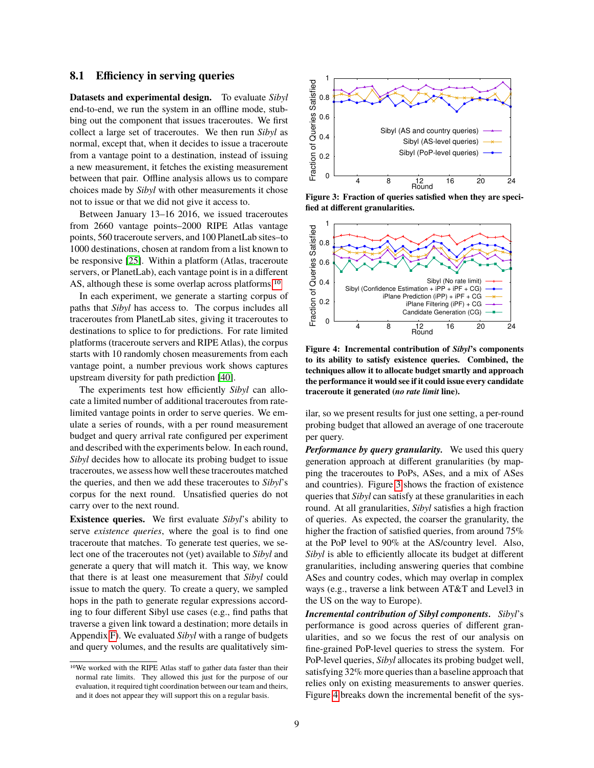### 8.1 Efficiency in serving queries

**Datasets and experimental design.** To evaluate *Sibyl* end-to-end, we run the system in an offline mode, stubbing out the component that issues traceroutes. We first collect a large set of traceroutes. We then run *Sibyl* as normal, except that, when it decides to issue a traceroute from a vantage point to a destination, instead of issuing a new measurement, it fetches the existing measurement between that pair. Offline analysis allows us to compare choices made by *Sibyl* with other measurements it chose not to issue or that we did not give it access to.

Between January 13–16 2016, we issued traceroutes from 2660 vantage points–2000 RIPE Atlas vantage points, 560 traceroute servers, and 100 PlanetLab sites–to 1000 destinations, chosen at random from a list known to be responsive [25]. Within a platform (Atlas, traceroute servers, or PlanetLab), each vantage point is in a different AS, although these is some overlap across platforms.[10]

In each experiment, we generate a starting corpus of paths that *Sibyl* has access to. The corpus includes all traceroutes from PlanetLab sites, giving it traceroutes to destinations to splice to for predictions. For rate limited platforms (traceroute servers and RIPE Atlas), the corpus starts with 10 randomly chosen measurements from each vantage point, a number previous work shows captures upstream diversity for path prediction [40].

The experiments test how efficiently *Sibyl* can allocate a limited number of additional traceroutes from rate-limited vantage points in order to serve queries. We emulate a series of rounds, with a per round measurement budget and query arrival rate configured per experiment and described with the experiments below. In each round, *Sibyl* decides how to allocate its probing budget to issue traceroutes, we assess how well these traceroutes matched the queries, and then we add these traceroutes to *Sibyl*'s corpus for the next round. Unsatisfied queries do not carry over to the next round.

**Existence queries.** We first evaluate *Sibyl*'s ability to serve *existence queries*, where the goal is to find one traceroute that matches. To generate test queries, we select one of the traceroutes not (yet) available to *Sibyl* and generate a query that will match it. This way, we know that there is at least one measurement that *Sibyl* could issue to match the query. To create a query, we sampled hops in the path to generate regular expressions according to four different Sibyl use cases (e.g., find paths that traverse a given link toward a destination; more details in Appendix F). We evaluated *Sibyl* with a range of budgets and query volumes, and the results are qualitatively similar, so we present results for just one setting, a per-round probing budget that allowed an average of one traceroute per query.

[10] We worked with the RIPE Atlas staff to gather data faster than their normal rate limits. They allowed this just for the purpose of our evaluation, it required tight coordination between our team and theirs, and it does not appear they will support this on a regular basis.

**Figure 3: Fraction of queries satisfied when they are specified at different granularities.**

**Figure 4: Incremental contribution of *Sibyl*'s components to its ability to satisfy existence queries. Combined, the techniques allow it to allocate budget smartly and approach the performance it would see if it could issue every candidate traceroute it generated (*no rate limit* line).**

***Performance by query granularity.*** We used this query generation approach at different granularities (by mapping the traceroutes to PoPs, ASes, and a mix of ASes and countries). Figure 3 shows the fraction of existence queries that *Sibyl* can satisfy at these granularities in each round. At all granularities, *Sibyl* satisfies a high fraction of queries. As expected, the coarser the granularity, the higher the fraction of satisfied queries, from around 75% at the PoP level to 90% at the AS/country level. Also, *Sibyl* is able to efficiently allocate its budget at different granularities, including answering queries that combine ASes and country codes, which may overlap in complex ways (e.g., traverse a link between AT&T and Level3 in the US on the way to Europe).

***Incremental contribution of Sibyl components.*** *Sibyl*'s performance is good across queries of different granularities, and so we focus the rest of our analysis on fine-grained PoP-level queries to stress the system. For PoP-level queries, *Sibyl* allocates its probing budget well, satisfying 32% more queries than a baseline approach that relies only on existing measurements to answer queries. Figure 4 breaks down the incremental benefit of the sys-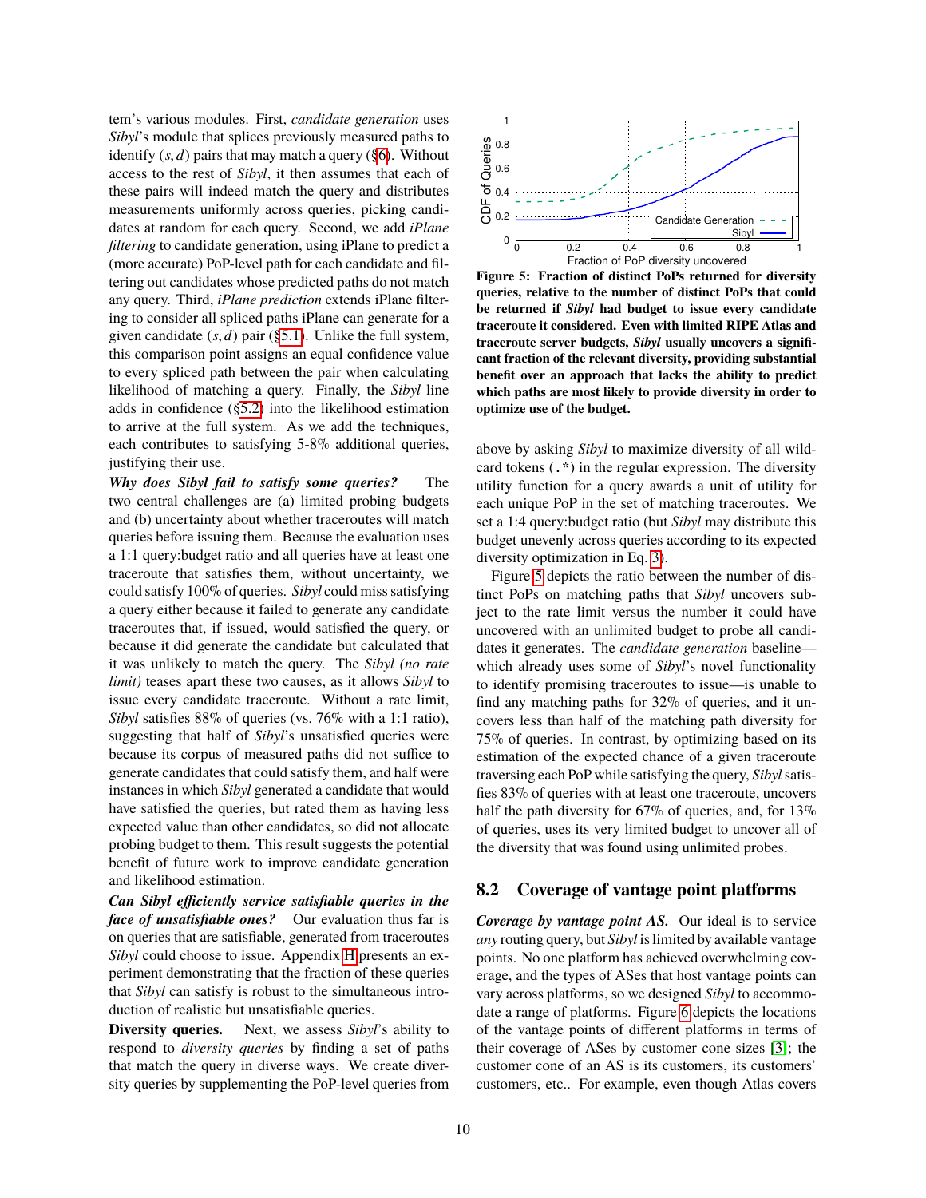tem's various modules. First, *candidate generation* uses *Sibyl*'s module that splices previously measured paths to identify $(s, d)$ pairs that may match a query (§6). Without access to the rest of *Sibyl*, it then assumes that each of these pairs will indeed match the query and distributes measurements uniformly across queries, picking candidates at random for each query. Second, we add *iPlane filtering* to candidate generation, using iPlane to predict a (more accurate) PoP-level path for each candidate and filtering out candidates whose predicted paths do not match any query. Third, *iPlane prediction* extends iPlane filtering to consider all spliced paths iPlane can generate for a given candidate $(s, d)$ pair (§5.1). Unlike the full system, this comparison point assigns an equal confidence value to every spliced path between the pair when calculating likelihood of matching a query. Finally, the *Sibyl* line adds in confidence (§5.2) into the likelihood estimation to arrive at the full system. As we add the techniques, each contributes to satisfying 5-8% additional queries, justifying their use.

***Why does Sibyl fail to satisfy some queries?*** The two central challenges are (a) limited probing budgets and (b) uncertainty about whether traceroutes will match queries before issuing them. Because the evaluation uses a 1:1 query:budget ratio and all queries have at least one traceroute that satisfies them, without uncertainty, we could satisfy 100% of queries. *Sibyl* could miss satisfying a query either because it failed to generate any candidate traceroutes that, if issued, would satisfied the query, or because it did generate the candidate but calculated that it was unlikely to match the query. The *Sibyl (no rate limit)* teases apart these two causes, as it allows *Sibyl* to issue every candidate traceroute. Without a rate limit, *Sibyl* satisfies 88% of queries (vs. 76% with a 1:1 ratio), suggesting that half of *Sibyl*'s unsatisfied queries were because its corpus of measured paths did not suffice to generate candidates that could satisfy them, and half were instances in which *Sibyl* generated a candidate that would have satisfied the queries, but rated them as having less expected value than other candidates, so did not allocate probing budget to them. This result suggests the potential benefit of future work to improve candidate generation and likelihood estimation.

***Can Sibyl efficiently service satisfiable queries in the face of unsatisfiable ones?*** Our evaluation thus far is on queries that are satisfiable, generated from traceroutes *Sibyl* could choose to issue. Appendix H presents an experiment demonstrating that the fraction of these queries that *Sibyl* can satisfy is robust to the simultaneous introduction of realistic but unsatisfiable queries.

**Diversity queries.** Next, we assess *Sibyl*'s ability to respond to *diversity queries* by finding a set of paths that match the query in diverse ways. We create diversity queries by supplementing the PoP-level queries from above by asking *Sibyl* to maximize diversity of all wildcard tokens (`.*`) in the regular expression. The diversity utility function for a query awards a unit of utility for each unique PoP in the set of matching traceroutes. We set a 1:4 query:budget ratio (but *Sibyl* may distribute this budget unevenly across queries according to its expected diversity optimization in Eq. 3).

**Figure 5: Fraction of distinct PoPs returned for diversity queries, relative to the number of distinct PoPs that could be returned if *Sibyl* had budget to issue every candidate traceroute it considered. Even with limited RIPE Atlas and traceroute server budgets, *Sibyl* usually uncovers a significant fraction of the relevant diversity, providing substantial benefit over an approach that lacks the ability to predict which paths are most likely to provide diversity in order to optimize use of the budget.**

Figure 5 depicts the ratio between the number of distinct PoPs on matching paths that *Sibyl* uncovers subject to the rate limit versus the number it could have uncovered with an unlimited budget to probe all candidates it generates. The *candidate generation* baseline—which already uses some of *Sibyl*'s novel functionality to identify promising traceroutes to issue—is unable to find any matching paths for 32% of queries, and it uncovers less than half of the matching path diversity for 75% of queries. In contrast, by optimizing based on its estimation of the expected chance of a given traceroute traversing each PoP while satisfying the query, *Sibyl* satisfies 83% of queries with at least one traceroute, uncovers half the path diversity for 67% of queries, and, for 13% of queries, uses its very limited budget to uncover all of the diversity that was found using unlimited probes.

## 8.2 Coverage of vantage point platforms

***Coverage by vantage point AS.*** Our ideal is to service *any* routing query, but *Sibyl* is limited by available vantage points. No one platform has achieved overwhelming coverage, and the types of ASes that host vantage points can vary across platforms, so we designed *Sibyl* to accommodate a range of platforms. Figure 6 depicts the locations of the vantage points of different platforms in terms of their coverage of ASes by customer cone sizes [3]; the customer cone of an AS is its customers, its customers' customers, etc.. For example, even though Atlas covers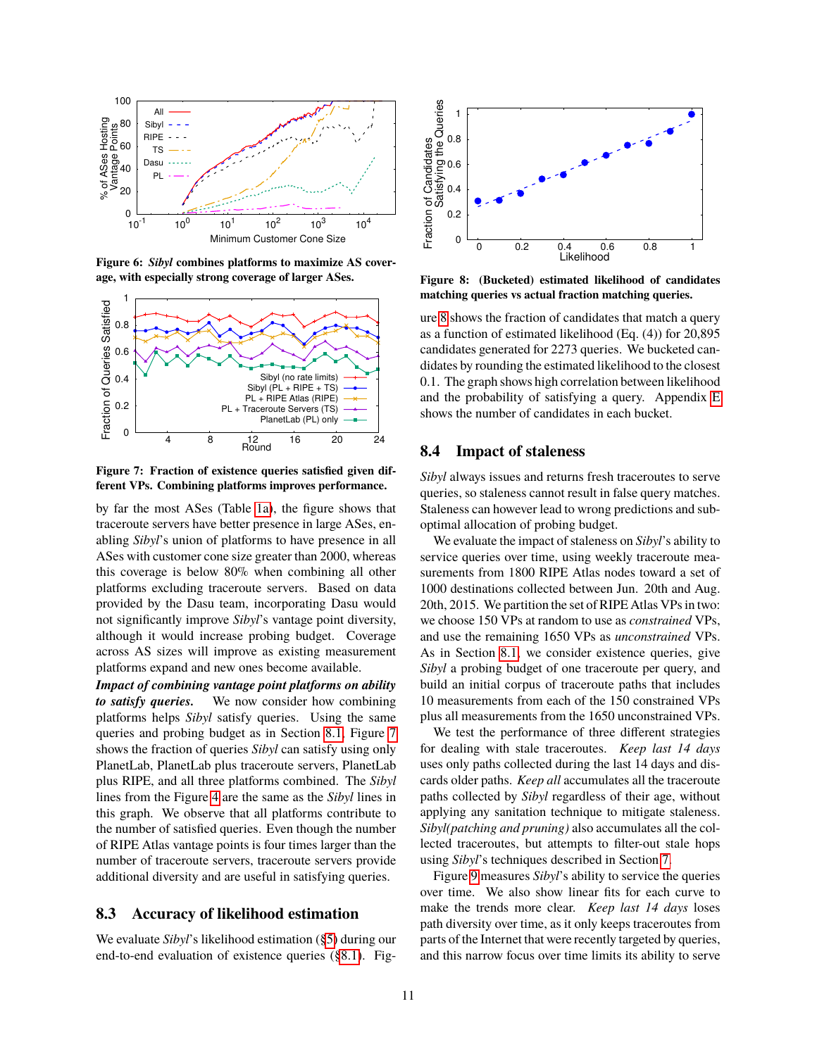Figure 6: *Sibyl* combines platforms to maximize AS coverage, with especially strong coverage of larger ASes.

Figure 7: Fraction of existence queries satisfied given different VPs. Combining platforms improves performance.

by far the most ASes (Table 1a), the figure shows that traceroute servers have better presence in large ASes, enabling *Sibyl*'s union of platforms to have presence in all ASes with customer cone size greater than 2000, whereas this coverage is below 80% when combining all other platforms excluding traceroute servers. Based on data provided by the Dasu team, incorporating Dasu would not significantly improve *Sibyl*'s vantage point diversity, although it would increase probing budget. Coverage across AS sizes will improve as existing measurement platforms expand and new ones become available.

***Impact of combining vantage point platforms on ability to satisfy queries.*** We now consider how combining platforms helps *Sibyl* satisfy queries. Using the same queries and probing budget as in Section 8.1, Figure 7 shows the fraction of queries *Sibyl* can satisfy using only PlanetLab, PlanetLab plus traceroute servers, PlanetLab plus RIPE, and all three platforms combined. The *Sibyl* lines from the Figure 4 are the same as the *Sibyl* lines in this graph. We observe that all platforms contribute to the number of satisfied queries. Even though the number of RIPE Atlas vantage points is four times larger than the number of traceroute servers, traceroute servers provide additional diversity and are useful in satisfying queries.

## 8.3 Accuracy of likelihood estimation

We evaluate *Sibyl*'s likelihood estimation (§5) during our end-to-end evaluation of existence queries (§8.1). Figure 8 shows the fraction of candidates that match a query as a function of estimated likelihood (Eq. (4)) for 20,895 candidates generated for 2273 queries. We bucketed candidates by rounding the estimated likelihood to the closest 0.1. The graph shows high correlation between likelihood and the probability of satisfying a query. Appendix E shows the number of candidates in each bucket.

Figure 8: (Bucketed) estimated likelihood of candidates matching queries vs actual fraction matching queries.

## 8.4 Impact of staleness

*Sibyl* always issues and returns fresh traceroutes to serve queries, so staleness cannot result in false query matches. Staleness can however lead to wrong predictions and suboptimal allocation of probing budget.

We evaluate the impact of staleness on *Sibyl*'s ability to service queries over time, using weekly traceroute measurements from 1800 RIPE Atlas nodes toward a set of 1000 destinations collected between Jun. 20th and Aug. 20th, 2015. We partition the set of RIPE Atlas VPs in two: we choose 150 VPs at random to use as *constrained* VPs, and use the remaining 1650 VPs as *unconstrained* VPs. As in Section 8.1, we consider existence queries, give *Sibyl* a probing budget of one traceroute per query, and build an initial corpus of traceroute paths that includes 10 measurements from each of the 150 constrained VPs plus all measurements from the 1650 unconstrained VPs.

We test the performance of three different strategies for dealing with stale traceroutes. *Keep last 14 days* uses only paths collected during the last 14 days and discards older paths. *Keep all* accumulates all the traceroute paths collected by *Sibyl* regardless of their age, without applying any sanitation technique to mitigate staleness. *Sibyl(patching and pruning)* also accumulates all the collected traceroutes, but attempts to filter-out stale hops using *Sibyl*'s techniques described in Section 7.

Figure 9 measures *Sibyl*'s ability to service the queries over time. We also show linear fits for each curve to make the trends more clear. *Keep last 14 days* loses path diversity over time, as it only keeps traceroutes from parts of the Internet that were recently targeted by queries, and this narrow focus over time limits its ability to serve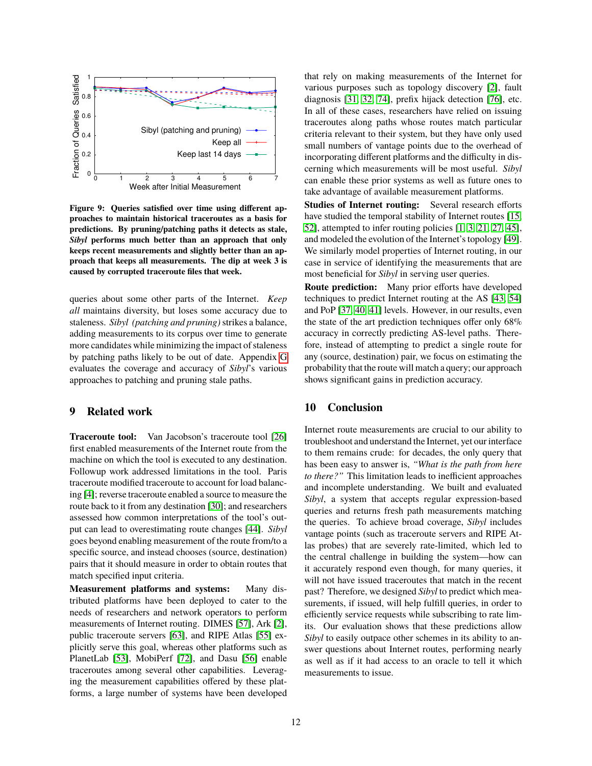**Figure 9: Queries satisfied over time using different approaches to maintain historical traceroutes as a basis for predictions. By pruning/patching paths it detects as stale, *Sibyl* performs much better than an approach that only keeps recent measurements and slightly better than an approach that keeps all measurements. The dip at week 3 is caused by corrupted traceroute files that week.**

queries about some other parts of the Internet. *Keep all* maintains diversity, but loses some accuracy due to staleness. *Sibyl (patching and pruning)* strikes a balance, adding measurements to its corpus over time to generate more candidates while minimizing the impact of staleness by patching paths likely to be out of date. Appendix G evaluates the coverage and accuracy of *Sibyl*'s various approaches to patching and pruning stale paths.

## 9 Related work

**Traceroute tool:** Van Jacobson's traceroute tool [26] first enabled measurements of the Internet route from the machine on which the tool is executed to any destination. Followup work addressed limitations in the tool. Paris traceroute modified traceroute to account for load balancing [4]; reverse traceroute enabled a source to measure the route back to it from any destination [30]; and researchers assessed how common interpretations of the tool's output can lead to overestimating route changes [44]. *Sibyl* goes beyond enabling measurement of the route from/to a specific source, and instead chooses (source, destination) pairs that it should measure in order to obtain routes that match specified input criteria.

**Measurement platforms and systems:** Many distributed platforms have been deployed to cater to the needs of researchers and network operators to perform measurements of Internet routing. DIMES [57], Ark [2], public traceroute servers [63], and RIPE Atlas [55] explicitly serve this goal, whereas other platforms such as PlanetLab [53], MobiPerf [72], and Dasu [56] enable traceroutes among several other capabilities. Leveraging the measurement capabilities offered by these platforms, a large number of systems have been developed that rely on making measurements of the Internet for various purposes such as topology discovery [2], fault diagnosis [31, 32, 74], prefix hijack detection [76], etc. In all of these cases, researchers have relied on issuing traceroutes along paths whose routes match particular criteria relevant to their system, but they have only used small numbers of vantage points due to the overhead of incorporating different platforms and the difficulty in discerning which measurements will be most useful. *Sibyl* can enable these prior systems as well as future ones to take advantage of available measurement platforms.

**Studies of Internet routing:** Several research efforts have studied the temporal stability of Internet routes [15, 52], attempted to infer routing policies [1, 3, 21, 27, 45], and modeled the evolution of the Internet's topology [49]. We similarly model properties of Internet routing, in our case in service of identifying the measurements that are most beneficial for *Sibyl* in serving user queries.

**Route prediction:** Many prior efforts have developed techniques to predict Internet routing at the AS [43, 54] and PoP [37, 40, 41] levels. However, in our results, even the state of the art prediction techniques offer only 68% accuracy in correctly predicting AS-level paths. Therefore, instead of attempting to predict a single route for any (source, destination) pair, we focus on estimating the probability that the route will match a query; our approach shows significant gains in prediction accuracy.

## 10 Conclusion

Internet route measurements are crucial to our ability to troubleshoot and understand the Internet, yet our interface to them remains crude: for decades, the only query that has been easy to answer is, *"What is the path from here to there?"* This limitation leads to inefficient approaches and incomplete understanding. We built and evaluated *Sibyl*, a system that accepts regular expression-based queries and returns fresh path measurements matching the queries. To achieve broad coverage, *Sibyl* includes vantage points (such as traceroute servers and RIPE Atlas probes) that are severely rate-limited, which led to the central challenge in building the system—how can it accurately respond even though, for many queries, it will not have issued traceroutes that match in the recent past? Therefore, we designed *Sibyl* to predict which measurements, if issued, will help fulfill queries, in order to efficiently service requests while subscribing to rate limits. Our evaluation shows that these predictions allow *Sibyl* to easily outpace other schemes in its ability to answer questions about Internet routes, performing nearly as well as if it had access to an oracle to tell it which measurements to issue.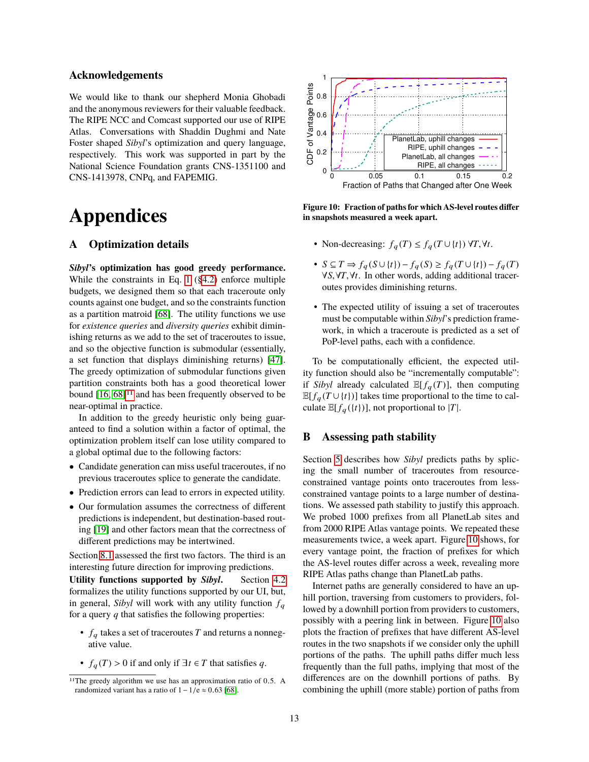## Acknowledgements

We would like to thank our shepherd Monia Ghobadi and the anonymous reviewers for their valuable feedback. The RIPE NCC and Comcast supported our use of RIPE Atlas. Conversations with Shaddin Dughmi and Nate Foster shaped *Sibyl*'s optimization and query language, respectively. This work was supported in part by the National Science Foundation grants CNS-1351100 and CNS-1413978, CNPq, and FAPEMIG.

# Appendices

## A Optimization details

***Sibyl*'s optimization has good greedy performance.** While the constraints in Eq. 1 (§4.2) enforce multiple budgets, we designed them so that each traceroute only counts against one budget, and so the constraints function as a partition matroid [68]. The utility functions we use for *existence queries* and *diversity queries* exhibit diminishing returns as we add to the set of traceroutes to issue, and so the objective function is submodular (essentially, a set function that displays diminishing returns) [47]. The greedy optimization of submodular functions given partition constraints both has a good theoretical lower bound [16, 68][11] and has been frequently observed to be near-optimal in practice.

In addition to the greedy heuristic only being guaranteed to find a solution within a factor of optimal, the optimization problem itself can lose utility compared to a global optimal due to the following factors:

- Candidate generation can miss useful traceroutes, if no previous traceroutes splice to generate the candidate.
- Prediction errors can lead to errors in expected utility.
- Our formulation assumes the correctness of different predictions is independent, but destination-based routing [19] and other factors mean that the correctness of different predictions may be intertwined.

Section 8.1 assessed the first two factors. The third is an interesting future direction for improving predictions.

**Utility functions supported by *Sibyl*.** Section 4.2 formalizes the utility functions supported by our UI, but, in general, *Sibyl* will work with any utility function $f_q$ for a query $q$ that satisfies the following properties:

- $f_q$ takes a set of traceroutes $T$ and returns a nonnegative value.
- $f_q(T) > 0$ if and only if $\exists t \in T$ that satisfies $q$.
- Non-decreasing: $f_q(T) \leq f_q(T \cup \{t\})\ \forall T, \forall t$.
- $S \subseteq T \Rightarrow f_q(S \cup \{t\}) - f_q(S) \geq f_q(T \cup \{t\}) - f_q(T)$ $\forall S, \forall T, \forall t$. In other words, adding additional traceroutes provides diminishing returns.
- The expected utility of issuing a set of traceroutes must be computable within *Sibyl*'s prediction framework, in which a traceroute is predicted as a set of PoP-level paths, each with a confidence.

To be computationally efficient, the expected utility function should also be "incrementally computable": if *Sibyl* already calculated $\mathbb{E}[f_q(T)]$, then computing $\mathbb{E}[f_q(T \cup \{t\})]$ takes time proportional to the time to calculate $\mathbb{E}[f_q(\{t\})]$, not proportional to $|T|$.

[11] The greedy algorithm we use has an approximation ratio of 0.5. A randomized variant has a ratio of $1 - 1/e \approx 0.63$ [68].

Figure 10: Fraction of paths for which AS-level routes differ in snapshots measured a week apart.

## B Assessing path stability

Section 5 describes how *Sibyl* predicts paths by splicing the small number of traceroutes from resource-constrained vantage points onto traceroutes from less-constrained vantage points to a large number of destinations. We assessed path stability to justify this approach. We probed 1000 prefixes from all PlanetLab sites and from 2000 RIPE Atlas vantage points. We repeated these measurements twice, a week apart. Figure 10 shows, for every vantage point, the fraction of prefixes for which the AS-level routes differ across a week, revealing more RIPE Atlas paths change than PlanetLab paths.

Internet paths are generally considered to have an uphill portion, traversing from customers to providers, followed by a downhill portion from providers to customers, possibly with a peering link in between. Figure 10 also plots the fraction of prefixes that have different AS-level routes in the two snapshots if we consider only the uphill portions of the paths. The uphill paths differ much less frequently than the full paths, implying that most of the differences are on the downhill portions of paths. By combining the uphill (more stable) portion of paths from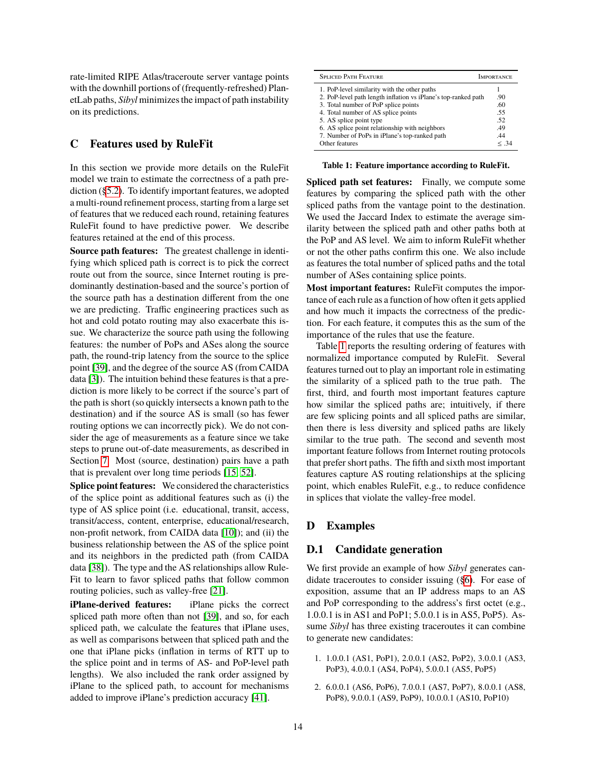rate-limited RIPE Atlas/traceroute server vantage points with the downhill portions of (frequently-refreshed) PlanetLab paths, *Sibyl* minimizes the impact of path instability on its predictions.

## C Features used by RuleFit

In this section we provide more details on the RuleFit model we train to estimate the correctness of a path prediction (§5.2). To identify important features, we adopted a multi-round refinement process, starting from a large set of features that we reduced each round, retaining features RuleFit found to have predictive power. We describe features retained at the end of this process.

**Source path features:** The greatest challenge in identifying which spliced path is correct is to pick the correct route out from the source, since Internet routing is predominantly destination-based and the source's portion of the source path has a destination different from the one we are predicting. Traffic engineering practices such as hot and cold potato routing may also exacerbate this issue. We characterize the source path using the following features: the number of PoPs and ASes along the source path, the round-trip latency from the source to the splice point [39], and the degree of the source AS (from CAIDA data [3]). The intuition behind these features is that a prediction is more likely to be correct if the source's part of the path is short (so quickly intersects a known path to the destination) and if the source AS is small (so has fewer routing options we can incorrectly pick). We do not consider the age of measurements as a feature since we take steps to prune out-of-date measurements, as described in Section 7. Most (source, destination) pairs have a path that is prevalent over long time periods [15, 52].

**Splice point features:** We considered the characteristics of the splice point as additional features such as (i) the type of AS splice point (i.e. educational, transit, access, transit/access, content, enterprise, educational/research, non-profit network, from CAIDA data [10]); and (ii) the business relationship between the AS of the splice point and its neighbors in the predicted path (from CAIDA data [38]). The type and the AS relationships allow RuleFit to learn to favor spliced paths that follow common routing policies, such as valley-free [21].

**iPlane-derived features:** iPlane picks the correct spliced path more often than not [39], and so, for each spliced path, we calculate the features that iPlane uses, as well as comparisons between that spliced path and the one that iPlane picks (inflation in terms of RTT up to the splice point and in terms of AS- and PoP-level path lengths). We also included the rank order assigned by iPlane to the spliced path, to account for mechanisms added to improve iPlane's prediction accuracy [41].

| Spliced Path Feature | Importance |
|---|---|
| 1. PoP-level similarity with the other paths | 1 |
| 2. PoP-level path length inflation vs iPlane's top-ranked path | .90 |
| 3. Total number of PoP splice points | .60 |
| 4. Total number of AS splice points | .55 |
| 5. AS splice point type | .52 |
| 6. AS splice point relationship with neighbors | .49 |
| 7. Number of PoPs in iPlane's top-ranked path | .44 |
| Other features | ≤ .34 |

**Table 1: Feature importance according to RuleFit.**

**Spliced path set features:** Finally, we compute some features by comparing the spliced path with the other spliced paths from the vantage point to the destination. We used the Jaccard Index to estimate the average similarity between the spliced path and other paths both at the PoP and AS level. We aim to inform RuleFit whether or not the other paths confirm this one. We also include as features the total number of spliced paths and the total number of ASes containing splice points.

**Most important features:** RuleFit computes the importance of each rule as a function of how often it gets applied and how much it impacts the correctness of the prediction. For each feature, it computes this as the sum of the importance of the rules that use the feature.

Table 1 reports the resulting ordering of features with normalized importance computed by RuleFit. Several features turned out to play an important role in estimating the similarity of a spliced path to the true path. The first, third, and fourth most important features capture how similar the spliced paths are; intuitively, if there are few splicing points and all spliced paths are similar, then there is less diversity and spliced paths are likely similar to the true path. The second and seventh most important feature follows from Internet routing protocols that prefer short paths. The fifth and sixth most important features capture AS routing relationships at the splicing point, which enables RuleFit, e.g., to reduce confidence in splices that violate the valley-free model.

## D Examples

### D.1 Candidate generation

We first provide an example of how *Sibyl* generates candidate traceroutes to consider issuing (§6). For ease of exposition, assume that an IP address maps to an AS and PoP corresponding to the address's first octet (e.g., 1.0.0.1 is in AS1 and PoP1; 5.0.0.1 is in AS5, PoP5). Assume *Sibyl* has three existing traceroutes it can combine to generate new candidates:

1. 1.0.0.1 (AS1, PoP1), 2.0.0.1 (AS2, PoP2), 3.0.0.1 (AS3, PoP3), 4.0.0.1 (AS4, PoP4), 5.0.0.1 (AS5, PoP5)
2. 6.0.0.1 (AS6, PoP6), 7.0.0.1 (AS7, PoP7), 8.0.0.1 (AS8, PoP8), 9.0.0.1 (AS9, PoP9), 10.0.0.1 (AS10, PoP10)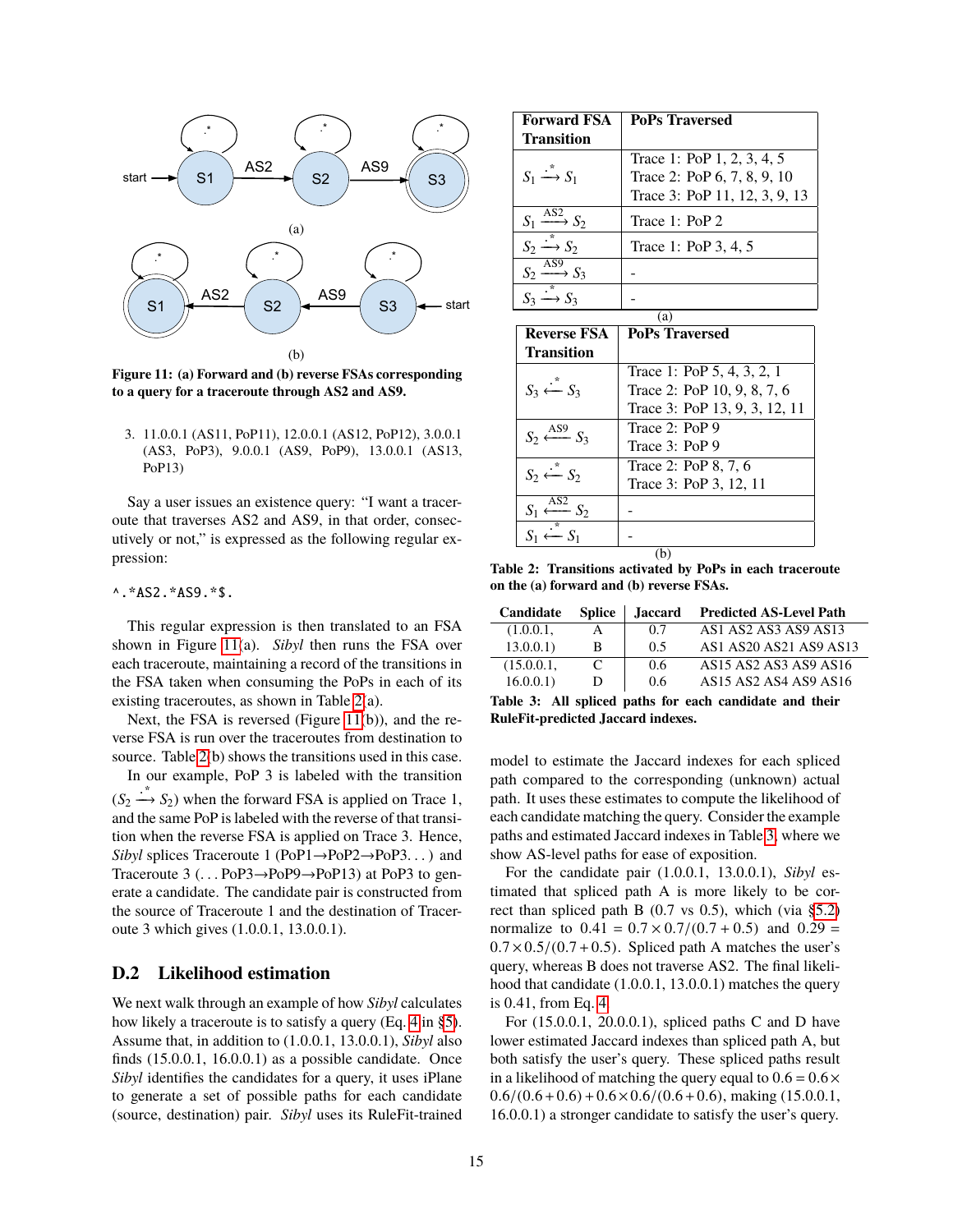Figure 11: (a) Forward and (b) reverse FSAs corresponding to a query for a traceroute through AS2 and AS9.

3. 11.0.0.1 (AS11, PoP11), 12.0.0.1 (AS12, PoP12), 3.0.0.1 (AS3, PoP3), 9.0.0.1 (AS9, PoP9), 13.0.0.1 (AS13, PoP13)

Say a user issues an existence query: "I want a traceroute that traverses AS2 and AS9, in that order, consecutively or not," is expressed as the following regular expression:

```
^.*AS2.*AS9.*$.
```

This regular expression is then translated to an FSA shown in Figure 11(a). *Sibyl* then runs the FSA over each traceroute, maintaining a record of the transitions in the FSA taken when consuming the PoPs in each of its existing traceroutes, as shown in Table 2(a).

Next, the FSA is reversed (Figure 11(b)), and the reverse FSA is run over the traceroutes from destination to source. Table 2(b) shows the transitions used in this case.

In our example, PoP 3 is labeled with the transition ($S_2 \xrightarrow{.*} S_2$) when the forward FSA is applied on Trace 1, and the same PoP is labeled with the reverse of that transition when the reverse FSA is applied on Trace 3. Hence, *Sibyl* splices Traceroute 1 (PoP1→PoP2→PoP3. . . ) and Traceroute 3 (. . . PoP3→PoP9→PoP13) at PoP3 to generate a candidate. The candidate pair is constructed from the source of Traceroute 1 and the destination of Traceroute 3 which gives (1.0.0.1, 13.0.0.1).

## D.2 Likelihood estimation

We next walk through an example of how *Sibyl* calculates how likely a traceroute is to satisfy a query (Eq. 4 in §5). Assume that, in addition to (1.0.0.1, 13.0.0.1), *Sibyl* also finds (15.0.0.1, 16.0.0.1) as a possible candidate. Once *Sibyl* identifies the candidates for a query, it uses iPlane to generate a set of possible paths for each candidate (source, destination) pair. *Sibyl* uses its RuleFit-trained model to estimate the Jaccard indexes for each spliced path compared to the corresponding (unknown) actual path. It uses these estimates to compute the likelihood of each candidate matching the query. Consider the example paths and estimated Jaccard indexes in Table 3, where we show AS-level paths for ease of exposition.

For the candidate pair (1.0.0.1, 13.0.0.1), *Sibyl* estimated that spliced path A is more likely to be correct than spliced path B (0.7 vs 0.5), which (via §5.2) normalize to $0.41 = 0.7 \times 0.7/(0.7+0.5)$ and $0.29 = 0.7 \times 0.5/(0.7+0.5)$. Spliced path A matches the user's query, whereas B does not traverse AS2. The final likelihood that candidate (1.0.0.1, 13.0.0.1) matches the query is 0.41, from Eq. 4.

For (15.0.0.1, 20.0.0.1), spliced paths C and D have lower estimated Jaccard indexes than spliced path A, but both satisfy the user's query. These spliced paths result in a likelihood of matching the query equal to $0.6 = 0.6 \times 0.6/(0.6+0.6) + 0.6 \times 0.6/(0.6+0.6)$, making (15.0.0.1, 16.0.0.1) a stronger candidate to satisfy the user's query.

(a)

| Forward FSA Transition | PoPs Traversed |
|---|---|
| $S_1 \xrightarrow{.*} S_1$ | Trace 1: PoP 1, 2, 3, 4, 5<br>Trace 2: PoP 6, 7, 8, 9, 10<br>Trace 3: PoP 11, 12, 3, 9, 13 |
| $S_1 \xrightarrow{AS2} S_2$ | Trace 1: PoP 2 |
| $S_2 \xrightarrow{.*} S_2$ | Trace 1: PoP 3, 4, 5 |
| $S_2 \xrightarrow{AS9} S_3$ | - |
| $S_3 \xrightarrow{.*} S_3$ | - |

(b)

| Reverse FSA Transition | PoPs Traversed |
|---|---|
| $S_3 \xleftarrow{.*} S_3$ | Trace 1: PoP 5, 4, 3, 2, 1<br>Trace 2: PoP 10, 9, 8, 7, 6<br>Trace 3: PoP 13, 9, 3, 12, 11 |
| $S_2 \xleftarrow{AS9} S_3$ | Trace 2: PoP 9<br>Trace 3: PoP 9 |
| $S_2 \xleftarrow{.*} S_2$ | Trace 2: PoP 8, 7, 6<br>Trace 3: PoP 3, 12, 11 |
| $S_1 \xleftarrow{AS2} S_2$ | - |
| $S_1 \xleftarrow{.*} S_1$ | - |

Table 2: Transitions activated by PoPs in each traceroute on the (a) forward and (b) reverse FSAs.

| Candidate | Splice | Jaccard | Predicted AS-Level Path |
|---|---|---|---|
| (1.0.0.1, | A | 0.7 | AS1 AS2 AS3 AS9 AS13 |
| 13.0.0.1) | B | 0.5 | AS1 AS20 AS21 AS9 AS13 |
| (15.0.0.1, | C | 0.6 | AS15 AS2 AS3 AS9 AS16 |
| 16.0.0.1) | D | 0.6 | AS15 AS2 AS4 AS9 AS16 |

Table 3: All spliced paths for each candidate and their RuleFit-predicted Jaccard indexes.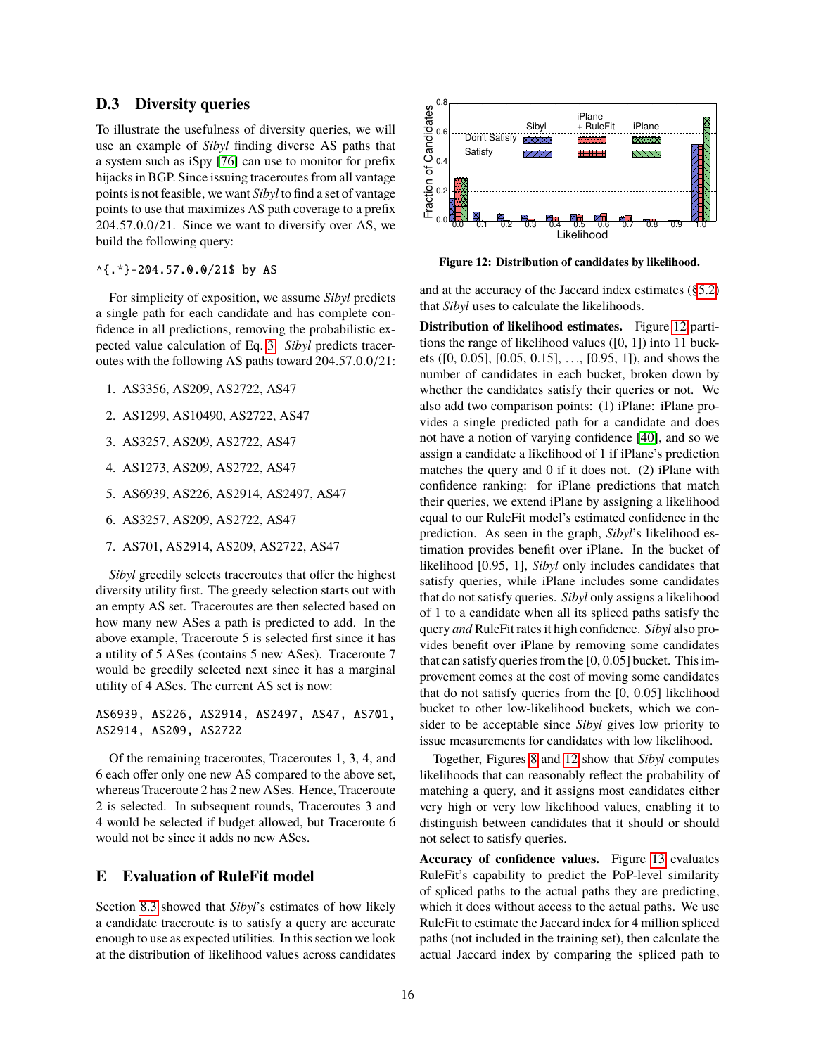## D.3 Diversity queries

To illustrate the usefulness of diversity queries, we will use an example of *Sibyl* finding diverse AS paths that a system such as iSpy [76] can use to monitor for prefix hijacks in BGP. Since issuing traceroutes from all vantage points is not feasible, we want *Sibyl* to find a set of vantage points to use that maximizes AS path coverage to a prefix 204.57.0.0/21. Since we want to diversify over AS, we build the following query:

```
^{.*}-204.57.0.0/21$ by AS
```

For simplicity of exposition, we assume *Sibyl* predicts a single path for each candidate and has complete confidence in all predictions, removing the probabilistic expected value calculation of Eq. 3. *Sibyl* predicts traceroutes with the following AS paths toward 204.57.0.0/21:

1. AS3356, AS209, AS2722, AS47
2. AS1299, AS10490, AS2722, AS47
3. AS3257, AS209, AS2722, AS47
4. AS1273, AS209, AS2722, AS47
5. AS6939, AS226, AS2914, AS2497, AS47
6. AS3257, AS209, AS2722, AS47
7. AS701, AS2914, AS209, AS2722, AS47

*Sibyl* greedily selects traceroutes that offer the highest diversity utility first. The greedy selection starts out with an empty AS set. Traceroutes are then selected based on how many new ASes a path is predicted to add. In the above example, Traceroute 5 is selected first since it has a utility of 5 ASes (contains 5 new ASes). Traceroute 7 would be greedily selected next since it has a marginal utility of 4 ASes. The current AS set is now:

```
AS6939, AS226, AS2914, AS2497, AS47, AS701,
AS2914, AS209, AS2722
```

Of the remaining traceroutes, Traceroutes 1, 3, 4, and 6 each offer only one new AS compared to the above set, whereas Traceroute 2 has 2 new ASes. Hence, Traceroute 2 is selected. In subsequent rounds, Traceroutes 3 and 4 would be selected if budget allowed, but Traceroute 6 would not be since it adds no new ASes.

# E Evaluation of RuleFit model

Section 8.3 showed that *Sibyl*'s estimates of how likely a candidate traceroute is to satisfy a query are accurate enough to use as expected utilities. In this section we look at the distribution of likelihood values across candidates and at the accuracy of the Jaccard index estimates (§5.2) that *Sibyl* uses to calculate the likelihoods.

**Figure 12: Distribution of candidates by likelihood.**

**Distribution of likelihood estimates.** Figure 12 partitions the range of likelihood values ([0, 1]) into 11 buckets ([0, 0.05], [0.05, 0.15], …, [0.95, 1]), and shows the number of candidates in each bucket, broken down by whether the candidates satisfy their queries or not. We also add two comparison points: (1) iPlane: iPlane provides a single predicted path for a candidate and does not have a notion of varying confidence [40], and so we assign a candidate a likelihood of 1 if iPlane's prediction matches the query and 0 if it does not. (2) iPlane with confidence ranking: for iPlane predictions that match their queries, we extend iPlane by assigning a likelihood equal to our RuleFit model's estimated confidence in the prediction. As seen in the graph, *Sibyl*'s likelihood estimation provides benefit over iPlane. In the bucket of likelihood [0.95, 1], *Sibyl* only includes candidates that satisfy queries, while iPlane includes some candidates that do not satisfy queries. *Sibyl* only assigns a likelihood of 1 to a candidate when all its spliced paths satisfy the query *and* RuleFit rates it high confidence. *Sibyl* also provides benefit over iPlane by removing some candidates that can satisfy queries from the [0, 0.05] bucket. This improvement comes at the cost of moving some candidates that do not satisfy queries from the [0, 0.05] likelihood bucket to other low-likelihood buckets, which we consider to be acceptable since *Sibyl* gives low priority to issue measurements for candidates with low likelihood.

Together, Figures 8 and 12 show that *Sibyl* computes likelihoods that can reasonably reflect the probability of matching a query, and it assigns most candidates either very high or very low likelihood values, enabling it to distinguish between candidates that it should or should not select to satisfy queries.

**Accuracy of confidence values.** Figure 13 evaluates RuleFit's capability to predict the PoP-level similarity of spliced paths to the actual paths they are predicting, which it does without access to the actual paths. We use RuleFit to estimate the Jaccard index for 4 million spliced paths (not included in the training set), then calculate the actual Jaccard index by comparing the spliced path to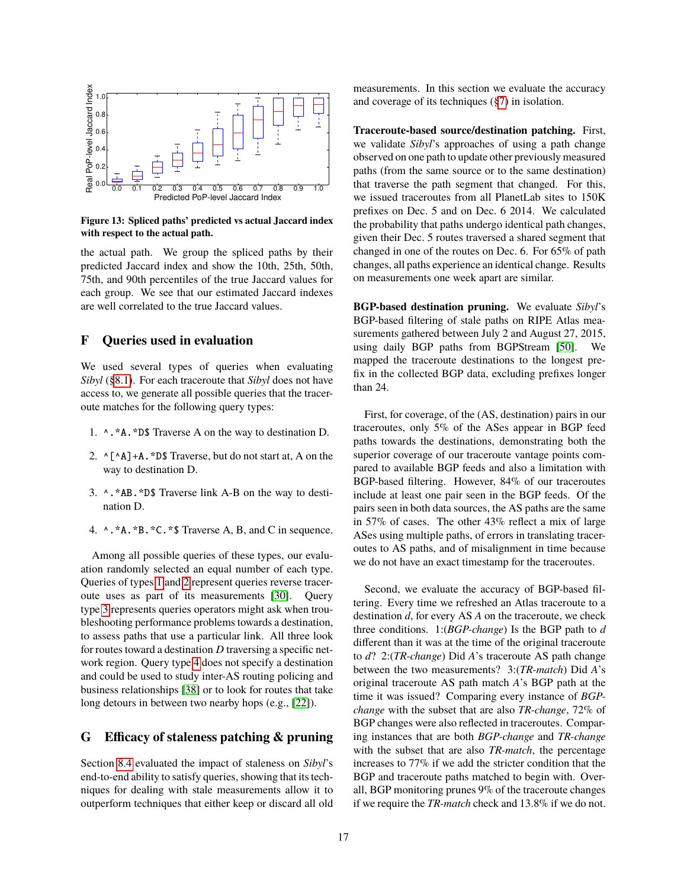**Figure 13: Spliced paths' predicted vs actual Jaccard index with respect to the actual path.**

the actual path. We group the spliced paths by their predicted Jaccard index and show the 10th, 25th, 50th, 75th, and 90th percentiles of the true Jaccard values for each group. We see that our estimated Jaccard indexes are well correlated to the true Jaccard values.

## F Queries used in evaluation

We used several types of queries when evaluating *Sibyl* (§8.1). For each traceroute that *Sibyl* does not have access to, we generate all possible queries that the traceroute matches for the following query types:

1. `^.*A.*D$` Traverse A on the way to destination D.
2. `^[^A]+A.*D$` Traverse, but do not start at, A on the way to destination D.
3. `^.*AB.*D$` Traverse link A-B on the way to destination D.
4. `^.*A.*B.*C.*$` Traverse A, B, and C in sequence.

Among all possible queries of these types, our evaluation randomly selected an equal number of each type. Queries of types 1 and 2 represent queries reverse traceroute uses as part of its measurements [30]. Query type 3 represents queries operators might ask when troubleshooting performance problems towards a destination, to assess paths that use a particular link. All three look for routes toward a destination *D* traversing a specific network region. Query type 4 does not specify a destination and could be used to study inter-AS routing policing and business relationships [38] or to look for routes that take long detours in between two nearby hops (e.g., [22]).

## G Efficacy of staleness patching & pruning

Section 8.4 evaluated the impact of staleness on *Sibyl*'s end-to-end ability to satisfy queries, showing that its techniques for dealing with stale measurements allow it to outperform techniques that either keep or discard all old measurements. In this section we evaluate the accuracy and coverage of its techniques (§7) in isolation.

**Traceroute-based source/destination patching.** First, we validate *Sibyl*'s approaches of using a path change observed on one path to update other previously measured paths (from the same source or to the same destination) that traverse the path segment that changed. For this, we issued traceroutes from all PlanetLab sites to 150K prefixes on Dec. 5 and on Dec. 6 2014. We calculated the probability that paths undergo identical path changes, given their Dec. 5 routes traversed a shared segment that changed in one of the routes on Dec. 6. For 65% of path changes, all paths experience an identical change. Results on measurements one week apart are similar.

**BGP-based destination pruning.** We evaluate *Sibyl*'s BGP-based filtering of stale paths on RIPE Atlas measurements gathered between July 2 and August 27, 2015, using daily BGP paths from BGPStream [50]. We mapped the traceroute destinations to the longest prefix in the collected BGP data, excluding prefixes longer than 24.

First, for coverage, of the (AS, destination) pairs in our traceroutes, only 5% of the ASes appear in BGP feed paths towards the destinations, demonstrating both the superior coverage of our traceroute vantage points compared to available BGP feeds and also a limitation with BGP-based filtering. However, 84% of our traceroutes include at least one pair seen in the BGP feeds. Of the pairs seen in both data sources, the AS paths are the same in 57% of cases. The other 43% reflect a mix of large ASes using multiple paths, of errors in translating traceroutes to AS paths, and of misalignment in time because we do not have an exact timestamp for the traceroutes.

Second, we evaluate the accuracy of BGP-based filtering. Every time we refreshed an Atlas traceroute to a destination *d*, for every AS *A* on the traceroute, we check three conditions. 1:(*BGP-change*) Is the BGP path to *d* different than it was at the time of the original traceroute to *d*? 2:(*TR-change*) Did *A*'s traceroute AS path change between the two measurements? 3:(*TR-match*) Did *A*'s original traceroute AS path match *A*'s BGP path at the time it was issued? Comparing every instance of *BGP-change* with the subset that are also *TR-change*, 72% of BGP changes were also reflected in traceroutes. Comparing instances that are both *BGP-change* and *TR-change* with the subset that are also *TR-match*, the percentage increases to 77% if we add the stricter condition that the BGP and traceroute paths matched to begin with. Overall, BGP monitoring prunes 9% of the traceroute changes if we require the *TR-match* check and 13.8% if we do not.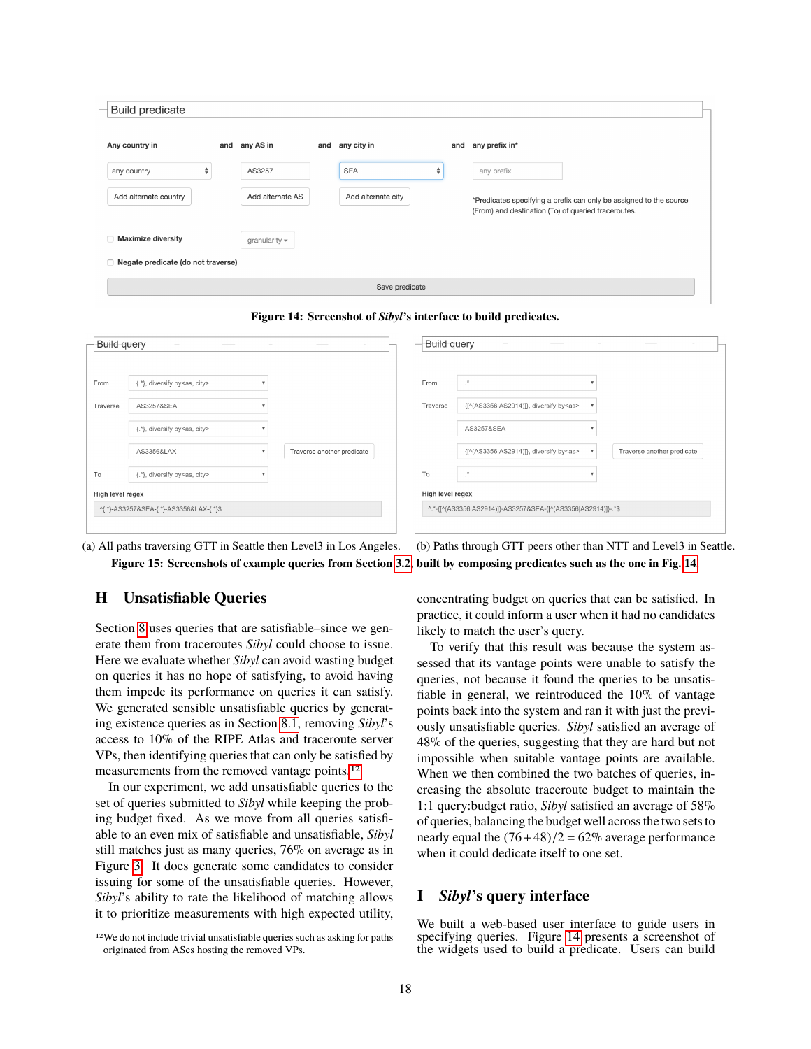Figure 14: Screenshot of *Sibyl*'s interface to build predicates.

(a) All paths traversing GTT in Seattle then Level3 in Los Angeles.

(b) Paths through GTT peers other than NTT and Level3 in Seattle.

Figure 15: Screenshots of example queries from Section 3.2 built by composing predicates such as the one in Fig. 14

## H Unsatisfiable Queries

Section 8 uses queries that are satisfiable–since we generate them from traceroutes *Sibyl* could choose to issue. Here we evaluate whether *Sibyl* can avoid wasting budget on queries it has no hope of satisfying, to avoid having them impede its performance on queries it can satisfy. We generated sensible unsatisfiable queries by generating existence queries as in Section 8.1, removing *Sibyl*'s access to 10% of the RIPE Atlas and traceroute server VPs, then identifying queries that can only be satisfied by measurements from the removed vantage points.[12]

In our experiment, we add unsatisfiable queries to the set of queries submitted to *Sibyl* while keeping the probing budget fixed. As we move from all queries satisfiable to an even mix of satisfiable and unsatisfiable, *Sibyl* still matches just as many queries, 76% on average as in Figure 3. It does generate some candidates to consider issuing for some of the unsatisfiable queries. However, *Sibyl*'s ability to rate the likelihood of matching allows it to prioritize measurements with high expected utility, concentrating budget on queries that can be satisfied. In practice, it could inform a user when it had no candidates likely to match the user's query.

To verify that this result was because the system assessed that its vantage points were unable to satisfy the queries, not because it found the queries to be unsatisfiable in general, we reintroduced the 10% of vantage points back into the system and ran it with just the previously unsatisfiable queries. *Sibyl* satisfied an average of 48% of the queries, suggesting that they are hard but not impossible when suitable vantage points are available. When we then combined the two batches of queries, increasing the absolute traceroute budget to maintain the 1:1 query:budget ratio, *Sibyl* satisfied an average of 58% of queries, balancing the budget well across the two sets to nearly equal the $(76+48)/2 = 62\%$ average performance when it could dedicate itself to one set.

[12] We do not include trivial unsatisfiable queries such as asking for paths originated from ASes hosting the removed VPs.

## I *Sibyl*'s query interface

We built a web-based user interface to guide users in specifying queries. Figure 14 presents a screenshot of the widgets used to build a predicate. Users can build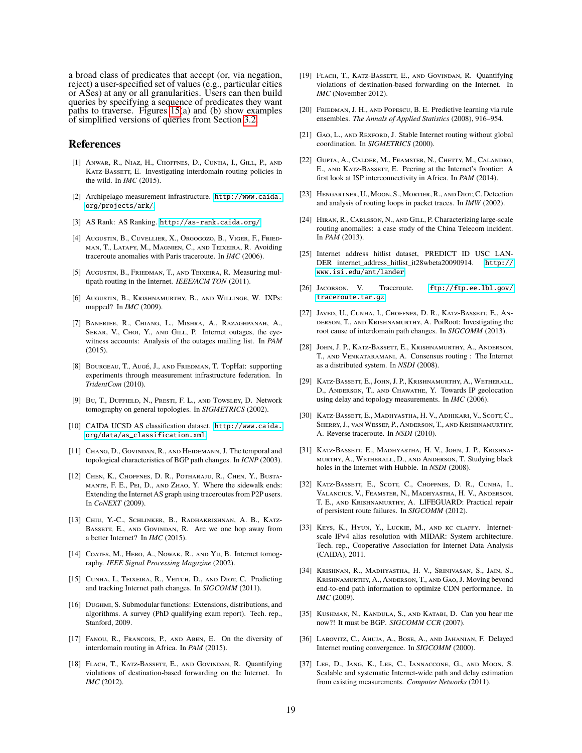a broad class of predicates that accept (or, via negation, reject) a user-specified set of values (e.g., particular cities or ASes) at any or all granularities. Users can then build queries by specifying a sequence of predicates they want paths to traverse. Figures 15(a) and (b) show examples of simplified versions of queries from Section 3.2.

## References

[1] Anwar, R., Niaz, H., Choffnes, D., Cunha, I., Gill, P., and Katz-Bassett, E. Investigating interdomain routing policies in the wild. In *IMC* (2015).

[2] Archipelago measurement infrastructure. http://www.caida.org/projects/ark/.

[3] AS Rank: AS Ranking. http://as-rank.caida.org/.

[4] Augustin, B., Cuvellier, X., Orgogozo, B., Viger, F., Friedman, T., Latapy, M., Magnien, C., and Teixeira, R. Avoiding traceroute anomalies with Paris traceroute. In *IMC* (2006).

[5] Augustin, B., Friedman, T., and Teixeira, R. Measuring multipath routing in the Internet. *IEEE/ACM TON* (2011).

[6] Augustin, B., Krishnamurthy, B., and Willinge, W. IXPs: mapped? In *IMC* (2009).

[7] Banerjee, R., Chiang, L., Mishra, A., Razaghpanah, A., Sekar, V., Choi, Y., and Gill, P. Internet outages, the eyewitness accounts: Analysis of the outages mailing list. In *PAM* (2015).

[8] Bourgeau, T., Augé, J., and Friedman, T. TopHat: supporting experiments through measurement infrastructure federation. In *TridentCom* (2010).

[9] Bu, T., Duffield, N., Presti, F. L., and Towsley, D. Network tomography on general topologies. In *SIGMETRICS* (2002).

[10] CAIDA UCSD AS classification dataset. http://www.caida.org/data/as_classification.xml.

[11] Chang, D., Govindan, R., and Heidemann, J. The temporal and topological characteristics of BGP path changes. In *ICNP* (2003).

[12] Chen, K., Choffnes, D. R., Potharaju, R., Chen, Y., Bustamante, F. E., Pei, D., and Zhao, Y. Where the sidewalk ends: Extending the Internet AS graph using traceroutes from P2P users. In *CoNEXT* (2009).

[13] Chiu, Y.-C., Schlinker, B., Radhakrishnan, A. B., Katz-Bassett, E., and Govindan, R. Are we one hop away from a better Internet? In *IMC* (2015).

[14] Coates, M., Hero, A., Nowak, R., and Yu, B. Internet tomography. *IEEE Signal Processing Magazine* (2002).

[15] Cunha, I., Teixeira, R., Veitch, D., and Diot, C. Predicting and tracking Internet path changes. In *SIGCOMM* (2011).

[16] Dughmi, S. Submodular functions: Extensions, distributions, and algorithms. A survey (PhD qualifying exam report). Tech. rep., Stanford, 2009.

[17] Fanou, R., Francois, P., and Aben, E. On the diversity of interdomain routing in Africa. In *PAM* (2015).

[18] Flach, T., Katz-Bassett, E., and Govindan, R. Quantifying violations of destination-based forwarding on the Internet. In *IMC* (2012).

[19] Flach, T., Katz-Bassett, E., and Govindan, R. Quantifying violations of destination-based forwarding on the Internet. In *IMC* (November 2012).

[20] Friedman, J. H., and Popescu, B. E. Predictive learning via rule ensembles. *The Annals of Applied Statistics* (2008), 916–954.

[21] Gao, L., and Rexford, J. Stable Internet routing without global coordination. In *SIGMETRICS* (2000).

[22] Gupta, A., Calder, M., Feamster, N., Chetty, M., Calandro, E., and Katz-Bassett, E. Peering at the Internet's frontier: A first look at ISP interconnectivity in Africa. In *PAM* (2014).

[23] Hengartner, U., Moon, S., Mortier, R., and Diot, C. Detection and analysis of routing loops in packet traces. In *IMW* (2002).

[24] Hiran, R., Carlsson, N., and Gill, P. Characterizing large-scale routing anomalies: a case study of the China Telecom incident. In *PAM* (2013).

[25] Internet address hitlist dataset, PREDICT ID USC LANDER internet_address_hitlist_it28wbeta20090914. http://www.isi.edu/ant/lander.

[26] Jacobson, V. Traceroute. ftp://ftp.ee.lbl.gov/traceroute.tar.gz.

[27] Javed, U., Cunha, I., Choffnes, D. R., Katz-Bassett, E., Anderson, T., and Krishnamurthy, A. PoiRoot: Investigating the root cause of interdomain path changes. In *SIGCOMM* (2013).

[28] John, J. P., Katz-Bassett, E., Krishnamurthy, A., Anderson, T., and Venkataramani, A. Consensus routing : The Internet as a distributed system. In *NSDI* (2008).

[29] Katz-Bassett, E., John, J. P., Krishnamurthy, A., Wetherall, D., Anderson, T., and Chawathe, Y. Towards IP geolocation using delay and topology measurements. In *IMC* (2006).

[30] Katz-Bassett, E., Madhyastha, H. V., Adhikari, V., Scott, C., Sherry, J., van Wesep, P., Anderson, T., and Krishnamurthy, A. Reverse traceroute. In *NSDI* (2010).

[31] Katz-Bassett, E., Madhyastha, H. V., John, J. P., Krishnamurthy, A., Wetherall, D., and Anderson, T. Studying black holes in the Internet with Hubble. In *NSDI* (2008).

[32] Katz-Bassett, E., Scott, C., Choffnes, D. R., Cunha, I., Valancius, V., Feamster, N., Madhyastha, H. V., Anderson, T. E., and Krishnamurthy, A. LIFEGUARD: Practical repair of persistent route failures. In *SIGCOMM* (2012).

[33] Keys, K., Hyun, Y., Luckie, M., and kc claffy. Internet-scale IPv4 alias resolution with MIDAR: System architecture. Tech. rep., Cooperative Association for Internet Data Analysis (CAIDA), 2011.

[34] Krishnan, R., Madhyastha, H. V., Srinivasan, S., Jain, S., Krishnamurthy, A., Anderson, T., and Gao, J. Moving beyond end-to-end path information to optimize CDN performance. In *IMC* (2009).

[35] Kushman, N., Kandula, S., and Katabi, D. Can you hear me now?! It must be BGP. *SIGCOMM CCR* (2007).

[36] Labovitz, C., Ahuja, A., Bose, A., and Jahanian, F. Delayed Internet routing convergence. In *SIGCOMM* (2000).

[37] Lee, D., Jang, K., Lee, C., Iannaccone, G., and Moon, S. Scalable and systematic Internet-wide path and delay estimation from existing measurements. *Computer Networks* (2011).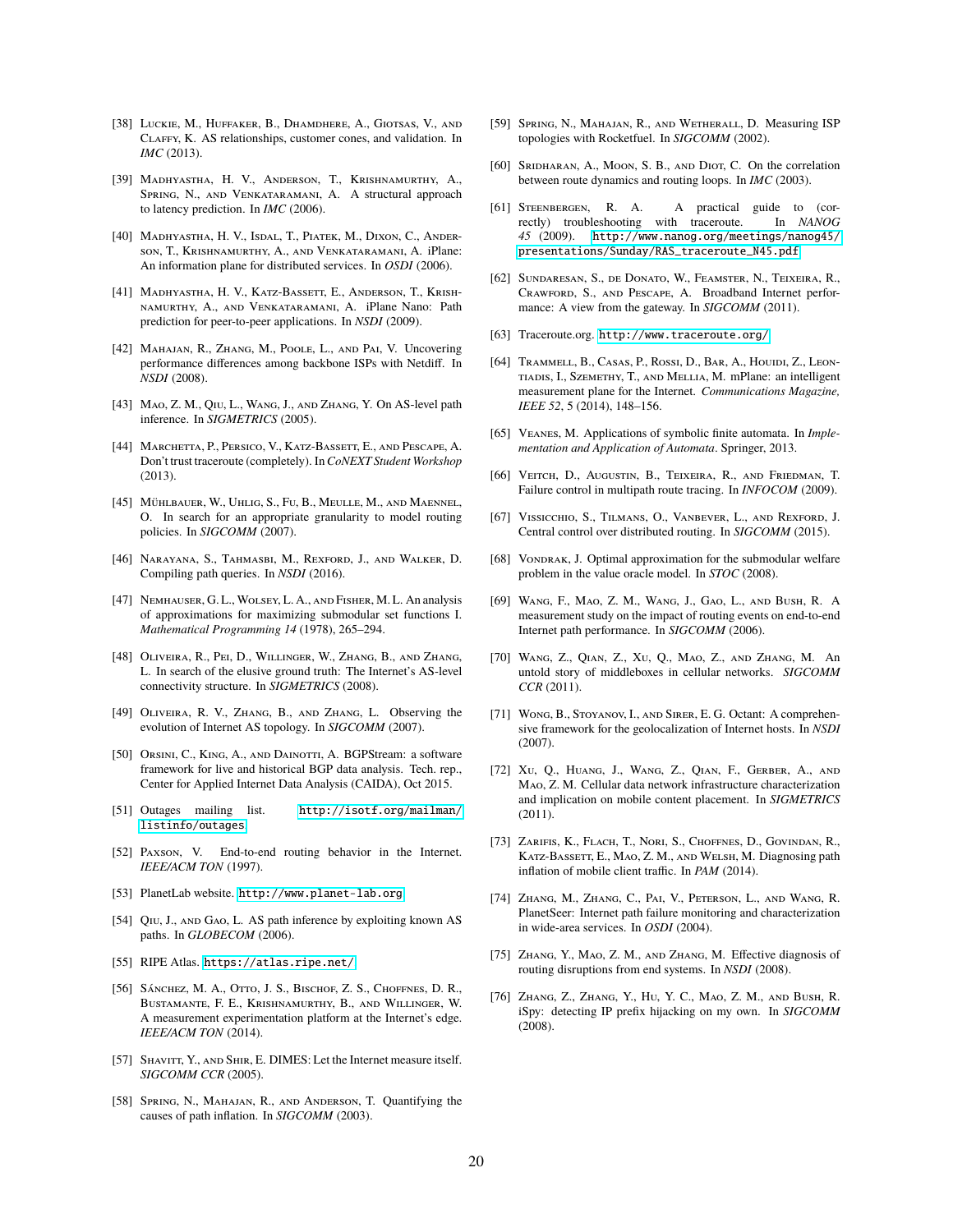[38] Luckie, M., Huffaker, B., Dhamdhere, A., Giotsas, V., and Claffy, K. AS relationships, customer cones, and validation. In *IMC* (2013).

[39] Madhyastha, H. V., Anderson, T., Krishnamurthy, A., Spring, N., and Venkataramani, A. A structural approach to latency prediction. In *IMC* (2006).

[40] Madhyastha, H. V., Isdal, T., Piatek, M., Dixon, C., Anderson, T., Krishnamurthy, A., and Venkataramani, A. iPlane: An information plane for distributed services. In *OSDI* (2006).

[41] Madhyastha, H. V., Katz-Bassett, E., Anderson, T., Krishnamurthy, A., and Venkataramani, A. iPlane Nano: Path prediction for peer-to-peer applications. In *NSDI* (2009).

[42] Mahajan, R., Zhang, M., Poole, L., and Pai, V. Uncovering performance differences among backbone ISPs with Netdiff. In *NSDI* (2008).

[43] Mao, Z. M., Qiu, L., Wang, J., and Zhang, Y. On AS-level path inference. In *SIGMETRICS* (2005).

[44] Marchetta, P., Persico, V., Katz-Bassett, E., and Pescape, A. Don't trust traceroute (completely). In *CoNEXT Student Workshop* (2013).

[45] Mühlbauer, W., Uhlig, S., Fu, B., Meulle, M., and Maennel, O. In search for an appropriate granularity to model routing policies. In *SIGCOMM* (2007).

[46] Narayana, S., Tahmasbi, M., Rexford, J., and Walker, D. Compiling path queries. In *NSDI* (2016).

[47] Nemhauser, G. L., Wolsey, L. A., and Fisher, M. L. An analysis of approximations for maximizing submodular set functions I. *Mathematical Programming 14* (1978), 265–294.

[48] Oliveira, R., Pei, D., Willinger, W., Zhang, B., and Zhang, L. In search of the elusive ground truth: The Internet's AS-level connectivity structure. In *SIGMETRICS* (2008).

[49] Oliveira, R. V., Zhang, B., and Zhang, L. Observing the evolution of Internet AS topology. In *SIGCOMM* (2007).

[50] Orsini, C., King, A., and Dainotti, A. BGPStream: a software framework for live and historical BGP data analysis. Tech. rep., Center for Applied Internet Data Analysis (CAIDA), Oct 2015.

[51] Outages mailing list. http://isotf.org/mailman/listinfo/outages

[52] Paxson, V. End-to-end routing behavior in the Internet. *IEEE/ACM TON* (1997).

[53] PlanetLab website. http://www.planet-lab.org

[54] Qiu, J., and Gao, L. AS path inference by exploiting known AS paths. In *GLOBECOM* (2006).

[55] RIPE Atlas. https://atlas.ripe.net/

[56] Sánchez, M. A., Otto, J. S., Bischof, Z. S., Choffnes, D. R., Bustamante, F. E., Krishnamurthy, B., and Willinger, W. A measurement experimentation platform at the Internet's edge. *IEEE/ACM TON* (2014).

[57] Shavitt, Y., and Shir, E. DIMES: Let the Internet measure itself. *SIGCOMM CCR* (2005).

[58] Spring, N., Mahajan, R., and Anderson, T. Quantifying the causes of path inflation. In *SIGCOMM* (2003).

[59] Spring, N., Mahajan, R., and Wetherall, D. Measuring ISP topologies with Rocketfuel. In *SIGCOMM* (2002).

[60] Sridharan, A., Moon, S. B., and Diot, C. On the correlation between route dynamics and routing loops. In *IMC* (2003).

[61] Steenbergen, R. A. A practical guide to (correctly) troubleshooting with traceroute. In *NANOG 45* (2009). http://www.nanog.org/meetings/nanog45/presentations/Sunday/RAS_traceroute_N45.pdf

[62] Sundaresan, S., de Donato, W., Feamster, N., Teixeira, R., Crawford, S., and Pescape, A. Broadband Internet performance: A view from the gateway. In *SIGCOMM* (2011).

[63] Traceroute.org. http://www.traceroute.org/

[64] Trammell, B., Casas, P., Rossi, D., Bar, A., Houidi, Z., Leontiadis, I., Szemethy, T., and Mellia, M. mPlane: an intelligent measurement plane for the Internet. *Communications Magazine, IEEE 52*, 5 (2014), 148–156.

[65] Veanes, M. Applications of symbolic finite automata. In *Implementation and Application of Automata*. Springer, 2013.

[66] Veitch, D., Augustin, B., Teixeira, R., and Friedman, T. Failure control in multipath route tracing. In *INFOCOM* (2009).

[67] Vissicchio, S., Tilmans, O., Vanbever, L., and Rexford, J. Central control over distributed routing. In *SIGCOMM* (2015).

[68] Vondrak, J. Optimal approximation for the submodular welfare problem in the value oracle model. In *STOC* (2008).

[69] Wang, F., Mao, Z. M., Wang, J., Gao, L., and Bush, R. A measurement study on the impact of routing events on end-to-end Internet path performance. In *SIGCOMM* (2006).

[70] Wang, Z., Qian, Z., Xu, Q., Mao, Z., and Zhang, M. An untold story of middleboxes in cellular networks. *SIGCOMM CCR* (2011).

[71] Wong, B., Stoyanov, I., and Sirer, E. G. Octant: A comprehensive framework for the geolocalization of Internet hosts. In *NSDI* (2007).

[72] Xu, Q., Huang, J., Wang, Z., Qian, F., Gerber, A., and Mao, Z. M. Cellular data network infrastructure characterization and implication on mobile content placement. In *SIGMETRICS* (2011).

[73] Zarifis, K., Flach, T., Nori, S., Choffnes, D., Govindan, R., Katz-Bassett, E., Mao, Z. M., and Welsh, M. Diagnosing path inflation of mobile client traffic. In *PAM* (2014).

[74] Zhang, M., Zhang, C., Pai, V., Peterson, L., and Wang, R. PlanetSeer: Internet path failure monitoring and characterization in wide-area services. In *OSDI* (2004).

[75] Zhang, Y., Mao, Z. M., and Zhang, M. Effective diagnosis of routing disruptions from end systems. In *NSDI* (2008).

[76] Zhang, Z., Zhang, Y., Hu, Y. C., Mao, Z. M., and Bush, R. iSpy: detecting IP prefix hijacking on my own. In *SIGCOMM* (2008).